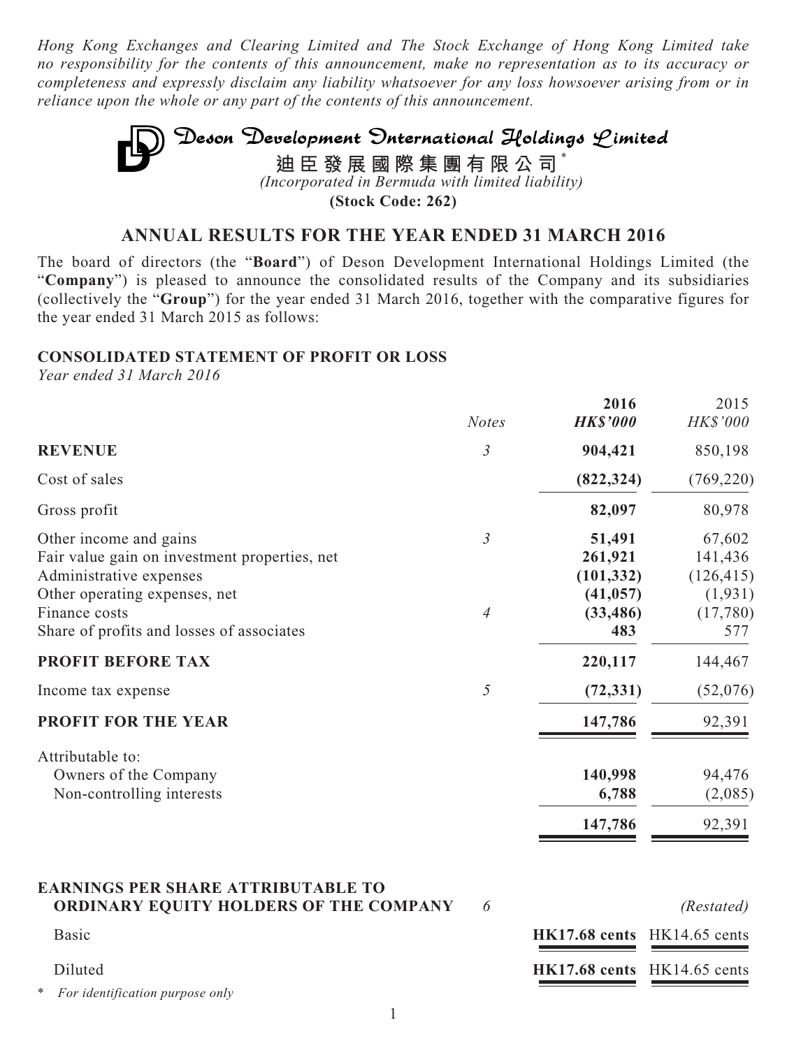*Hong Kong Exchanges and Clearing Limited and The Stock Exchange of Hong Kong Limited take no responsibility for the contents of this announcement, make no representation as to its accuracy or completeness and expressly disclaim any liability whatsoever for any loss howsoever arising from or in reliance upon the whole or any part of the contents of this announcement.*

# Deson Development International Holdings Limited

**迪臣發展國際集團有限公司***

*(Incorporated in Bermuda with limited liability)*

**(Stock Code: 262)**

## ANNUAL RESULTS FOR THE YEAR ENDED 31 MARCH 2016

The board of directors (the "**Board**") of Deson Development International Holdings Limited (the "**Company**") is pleased to announce the consolidated results of the Company and its subsidiaries (collectively the "**Group**") for the year ended 31 March 2016, together with the comparative figures for the year ended 31 March 2015 as follows:

### CONSOLIDATED STATEMENT OF PROFIT OR LOSS

*Year ended 31 March 2016*

| | *Notes* | **2016** *HK$'000* | 2015 *HK$'000* |
|---|---|---|---|
| **REVENUE** | *3* | **904,421** | 850,198 |
| Cost of sales | | **(822,324)** | (769,220) |
| Gross profit | | **82,097** | 80,978 |
| Other income and gains | *3* | **51,491** | 67,602 |
| Fair value gain on investment properties, net | | **261,921** | 141,436 |
| Administrative expenses | | **(101,332)** | (126,415) |
| Other operating expenses, net | | **(41,057)** | (1,931) |
| Finance costs | *4* | **(33,486)** | (17,780) |
| Share of profits and losses of associates | | **483** | 577 |
| **PROFIT BEFORE TAX** | | **220,117** | 144,467 |
| Income tax expense | *5* | **(72,331)** | (52,076) |
| **PROFIT FOR THE YEAR** | | **147,786** | 92,391 |
| Attributable to: | | | |
| Owners of the Company | | **140,998** | 94,476 |
| Non-controlling interests | | **6,788** | (2,085) |
| | | **147,786** | 92,391 |
| **EARNINGS PER SHARE ATTRIBUTABLE TO ORDINARY EQUITY HOLDERS OF THE COMPANY** | *6* | | *(Restated)* |
| Basic | | **HK17.68 cents** | HK14.65 cents |
| Diluted | | **HK17.68 cents** | HK14.65 cents |

\* *For identification purpose only*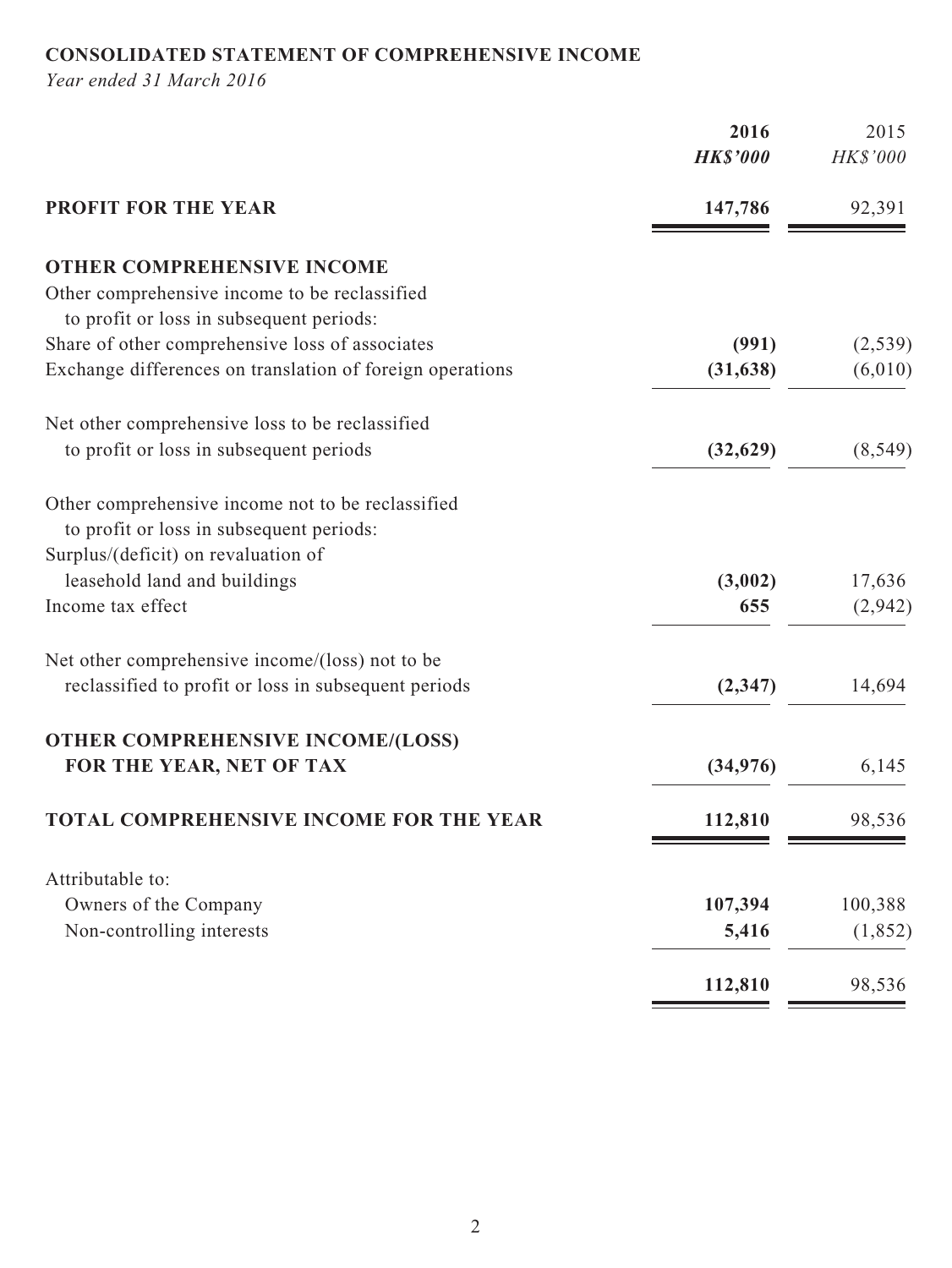**CONSOLIDATED STATEMENT OF COMPREHENSIVE INCOME**

*Year ended 31 March 2016*

| | **2016** | 2015 |
|---|---|---|
| | ***HK$'000*** | *HK$'000* |
| **PROFIT FOR THE YEAR** | **147,786** | 92,391 |
| **OTHER COMPREHENSIVE INCOME** | | |
| Other comprehensive income to be reclassified to profit or loss in subsequent periods: | | |
| Share of other comprehensive loss of associates | **(991)** | (2,539) |
| Exchange differences on translation of foreign operations | **(31,638)** | (6,010) |
| Net other comprehensive loss to be reclassified to profit or loss in subsequent periods | **(32,629)** | (8,549) |
| Other comprehensive income not to be reclassified to profit or loss in subsequent periods: | | |
| Surplus/(deficit) on revaluation of leasehold land and buildings | **(3,002)** | 17,636 |
| Income tax effect | **655** | (2,942) |
| Net other comprehensive income/(loss) not to be reclassified to profit or loss in subsequent periods | **(2,347)** | 14,694 |
| **OTHER COMPREHENSIVE INCOME/(LOSS) FOR THE YEAR, NET OF TAX** | **(34,976)** | 6,145 |
| **TOTAL COMPREHENSIVE INCOME FOR THE YEAR** | **112,810** | 98,536 |
| Attributable to: | | |
| Owners of the Company | **107,394** | 100,388 |
| Non-controlling interests | **5,416** | (1,852) |
| | **112,810** | 98,536 |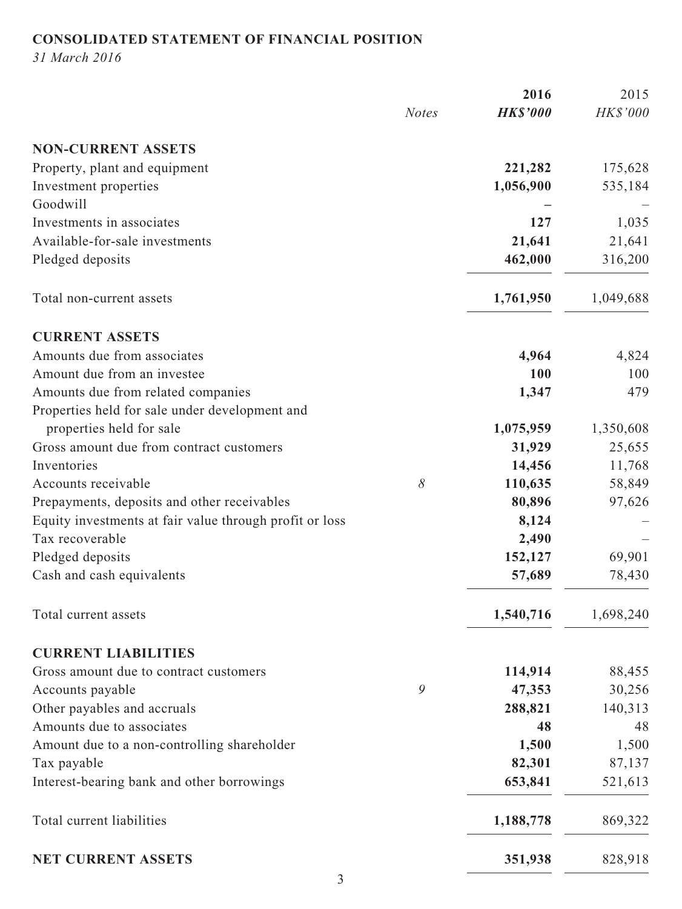## CONSOLIDATED STATEMENT OF FINANCIAL POSITION

*31 March 2016*

| | Notes | 2016 HK$'000 | 2015 HK$'000 |
|---|---|---|---|
| **NON-CURRENT ASSETS** | | | |
| Property, plant and equipment | | **221,282** | 175,628 |
| Investment properties | | **1,056,900** | 535,184 |
| Goodwill | | **–** | – |
| Investments in associates | | **127** | 1,035 |
| Available-for-sale investments | | **21,641** | 21,641 |
| Pledged deposits | | **462,000** | 316,200 |
| Total non-current assets | | **1,761,950** | 1,049,688 |
| **CURRENT ASSETS** | | | |
| Amounts due from associates | | **4,964** | 4,824 |
| Amount due from an investee | | **100** | 100 |
| Amounts due from related companies | | **1,347** | 479 |
| Properties held for sale under development and properties held for sale | | **1,075,959** | 1,350,608 |
| Gross amount due from contract customers | | **31,929** | 25,655 |
| Inventories | | **14,456** | 11,768 |
| Accounts receivable | 8 | **110,635** | 58,849 |
| Prepayments, deposits and other receivables | | **80,896** | 97,626 |
| Equity investments at fair value through profit or loss | | **8,124** | – |
| Tax recoverable | | **2,490** | – |
| Pledged deposits | | **152,127** | 69,901 |
| Cash and cash equivalents | | **57,689** | 78,430 |
| Total current assets | | **1,540,716** | 1,698,240 |
| **CURRENT LIABILITIES** | | | |
| Gross amount due to contract customers | | **114,914** | 88,455 |
| Accounts payable | 9 | **47,353** | 30,256 |
| Other payables and accruals | | **288,821** | 140,313 |
| Amounts due to associates | | **48** | 48 |
| Amount due to a non-controlling shareholder | | **1,500** | 1,500 |
| Tax payable | | **82,301** | 87,137 |
| Interest-bearing bank and other borrowings | | **653,841** | 521,613 |
| Total current liabilities | | **1,188,778** | 869,322 |
| **NET CURRENT ASSETS** | | **351,938** | 828,918 |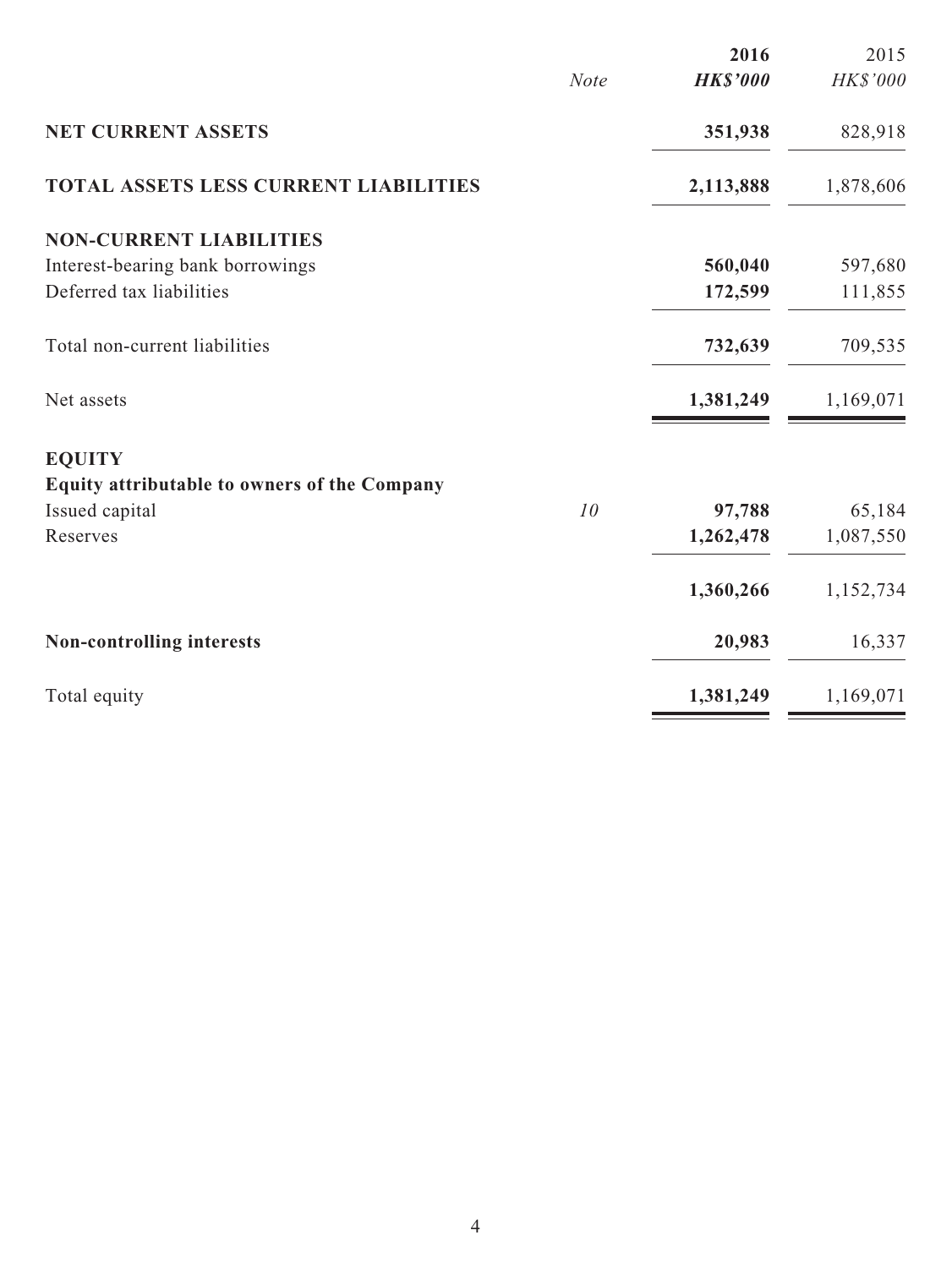|  | *Note* | **2016** | 2015 |
|---|---|---|---|
|  |  | ***HK$'000*** | *HK$'000* |
| **NET CURRENT ASSETS** |  | **351,938** | 828,918 |
| **TOTAL ASSETS LESS CURRENT LIABILITIES** |  | **2,113,888** | 1,878,606 |
| **NON-CURRENT LIABILITIES** |  |  |  |
| Interest-bearing bank borrowings |  | **560,040** | 597,680 |
| Deferred tax liabilities |  | **172,599** | 111,855 |
| Total non-current liabilities |  | **732,639** | 709,535 |
| Net assets |  | **1,381,249** | 1,169,071 |
| **EQUITY** |  |  |  |
| **Equity attributable to owners of the Company** |  |  |  |
| Issued capital | *10* | **97,788** | 65,184 |
| Reserves |  | **1,262,478** | 1,087,550 |
|  |  | **1,360,266** | 1,152,734 |
| **Non-controlling interests** |  | **20,983** | 16,337 |
| Total equity |  | **1,381,249** | 1,169,071 |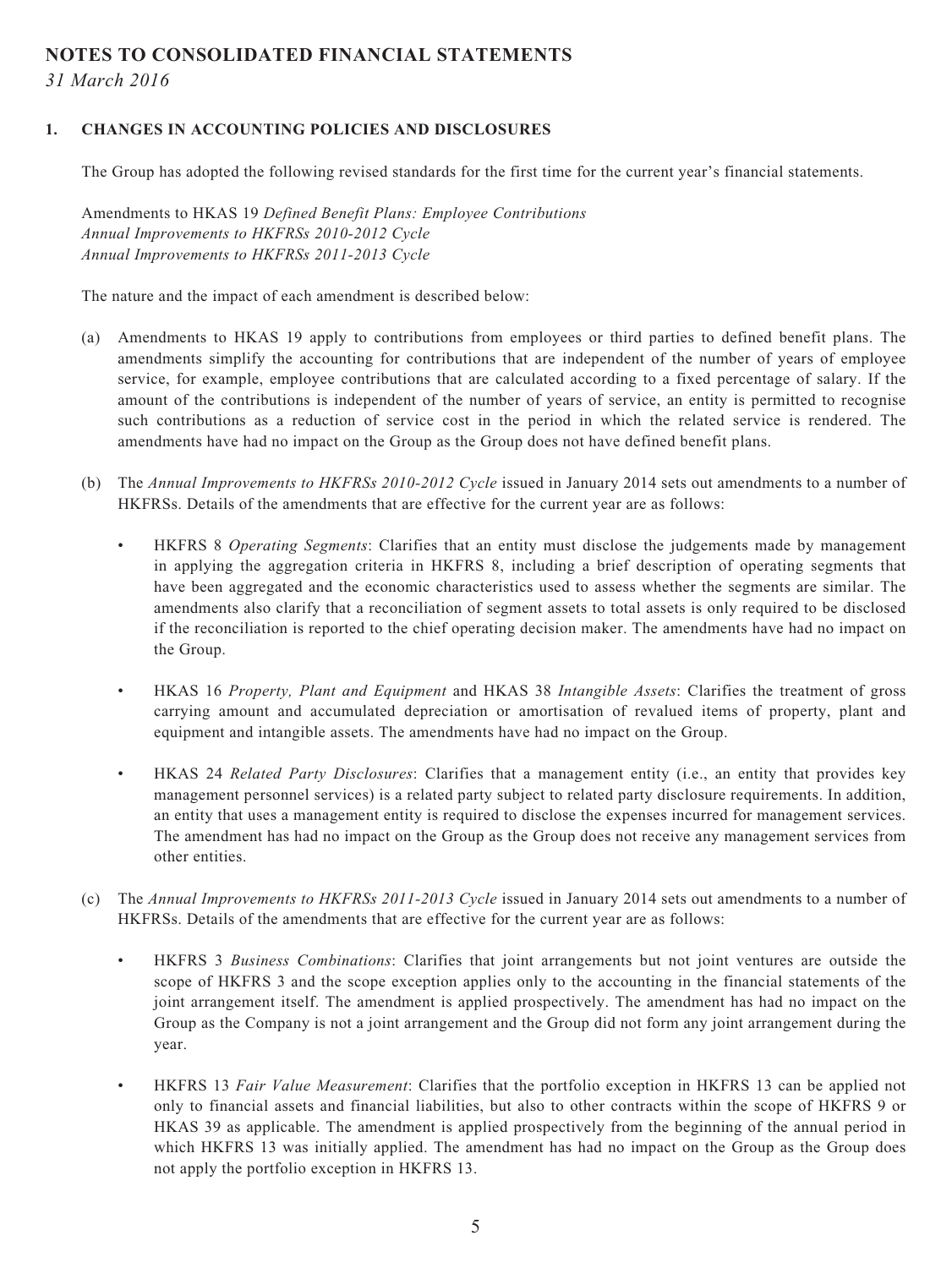# NOTES TO CONSOLIDATED FINANCIAL STATEMENTS

*31 March 2016*

## 1. CHANGES IN ACCOUNTING POLICIES AND DISCLOSURES

The Group has adopted the following revised standards for the first time for the current year's financial statements.

Amendments to HKAS 19 *Defined Benefit Plans: Employee Contributions*
*Annual Improvements to HKFRSs 2010-2012 Cycle*
*Annual Improvements to HKFRSs 2011-2013 Cycle*

The nature and the impact of each amendment is described below:

(a) Amendments to HKAS 19 apply to contributions from employees or third parties to defined benefit plans. The amendments simplify the accounting for contributions that are independent of the number of years of employee service, for example, employee contributions that are calculated according to a fixed percentage of salary. If the amount of the contributions is independent of the number of years of service, an entity is permitted to recognise such contributions as a reduction of service cost in the period in which the related service is rendered. The amendments have had no impact on the Group as the Group does not have defined benefit plans.

(b) The *Annual Improvements to HKFRSs 2010-2012 Cycle* issued in January 2014 sets out amendments to a number of HKFRSs. Details of the amendments that are effective for the current year are as follows:

- HKFRS 8 *Operating Segments*: Clarifies that an entity must disclose the judgements made by management in applying the aggregation criteria in HKFRS 8, including a brief description of operating segments that have been aggregated and the economic characteristics used to assess whether the segments are similar. The amendments also clarify that a reconciliation of segment assets to total assets is only required to be disclosed if the reconciliation is reported to the chief operating decision maker. The amendments have had no impact on the Group.

- HKAS 16 *Property, Plant and Equipment* and HKAS 38 *Intangible Assets*: Clarifies the treatment of gross carrying amount and accumulated depreciation or amortisation of revalued items of property, plant and equipment and intangible assets. The amendments have had no impact on the Group.

- HKAS 24 *Related Party Disclosures*: Clarifies that a management entity (i.e., an entity that provides key management personnel services) is a related party subject to related party disclosure requirements. In addition, an entity that uses a management entity is required to disclose the expenses incurred for management services. The amendment has had no impact on the Group as the Group does not receive any management services from other entities.

(c) The *Annual Improvements to HKFRSs 2011-2013 Cycle* issued in January 2014 sets out amendments to a number of HKFRSs. Details of the amendments that are effective for the current year are as follows:

- HKFRS 3 *Business Combinations*: Clarifies that joint arrangements but not joint ventures are outside the scope of HKFRS 3 and the scope exception applies only to the accounting in the financial statements of the joint arrangement itself. The amendment is applied prospectively. The amendment has had no impact on the Group as the Company is not a joint arrangement and the Group did not form any joint arrangement during the year.

- HKFRS 13 *Fair Value Measurement*: Clarifies that the portfolio exception in HKFRS 13 can be applied not only to financial assets and financial liabilities, but also to other contracts within the scope of HKFRS 9 or HKAS 39 as applicable. The amendment is applied prospectively from the beginning of the annual period in which HKFRS 13 was initially applied. The amendment has had no impact on the Group as the Group does not apply the portfolio exception in HKFRS 13.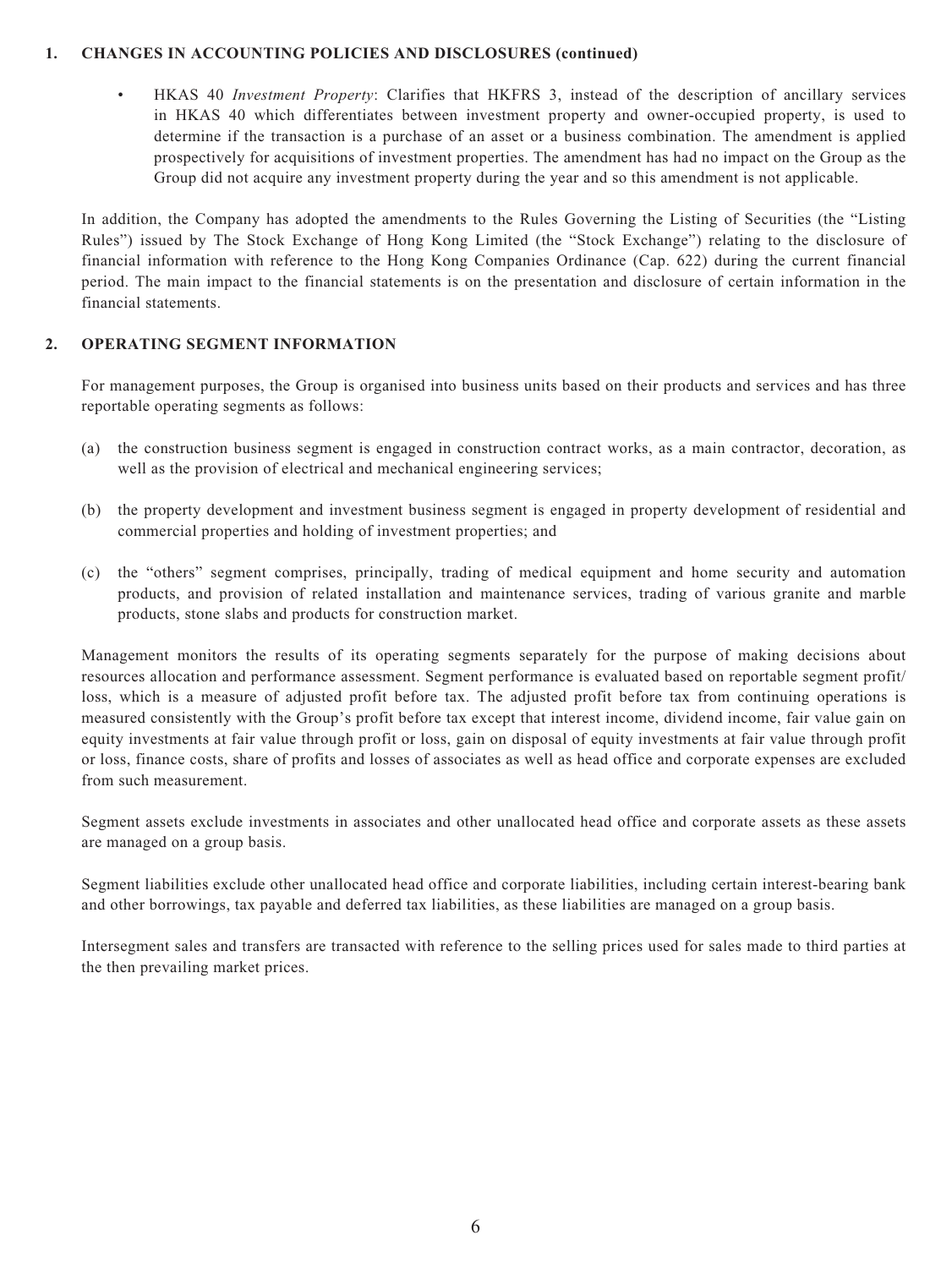## 1. CHANGES IN ACCOUNTING POLICIES AND DISCLOSURES (continued)

- HKAS 40 *Investment Property*: Clarifies that HKFRS 3, instead of the description of ancillary services in HKAS 40 which differentiates between investment property and owner-occupied property, is used to determine if the transaction is a purchase of an asset or a business combination. The amendment is applied prospectively for acquisitions of investment properties. The amendment has had no impact on the Group as the Group did not acquire any investment property during the year and so this amendment is not applicable.

In addition, the Company has adopted the amendments to the Rules Governing the Listing of Securities (the "Listing Rules") issued by The Stock Exchange of Hong Kong Limited (the "Stock Exchange") relating to the disclosure of financial information with reference to the Hong Kong Companies Ordinance (Cap. 622) during the current financial period. The main impact to the financial statements is on the presentation and disclosure of certain information in the financial statements.

## 2. OPERATING SEGMENT INFORMATION

For management purposes, the Group is organised into business units based on their products and services and has three reportable operating segments as follows:

(a) the construction business segment is engaged in construction contract works, as a main contractor, decoration, as well as the provision of electrical and mechanical engineering services;

(b) the property development and investment business segment is engaged in property development of residential and commercial properties and holding of investment properties; and

(c) the "others" segment comprises, principally, trading of medical equipment and home security and automation products, and provision of related installation and maintenance services, trading of various granite and marble products, stone slabs and products for construction market.

Management monitors the results of its operating segments separately for the purpose of making decisions about resources allocation and performance assessment. Segment performance is evaluated based on reportable segment profit/loss, which is a measure of adjusted profit before tax. The adjusted profit before tax from continuing operations is measured consistently with the Group's profit before tax except that interest income, dividend income, fair value gain on equity investments at fair value through profit or loss, gain on disposal of equity investments at fair value through profit or loss, finance costs, share of profits and losses of associates as well as head office and corporate expenses are excluded from such measurement.

Segment assets exclude investments in associates and other unallocated head office and corporate assets as these assets are managed on a group basis.

Segment liabilities exclude other unallocated head office and corporate liabilities, including certain interest-bearing bank and other borrowings, tax payable and deferred tax liabilities, as these liabilities are managed on a group basis.

Intersegment sales and transfers are transacted with reference to the selling prices used for sales made to third parties at the then prevailing market prices.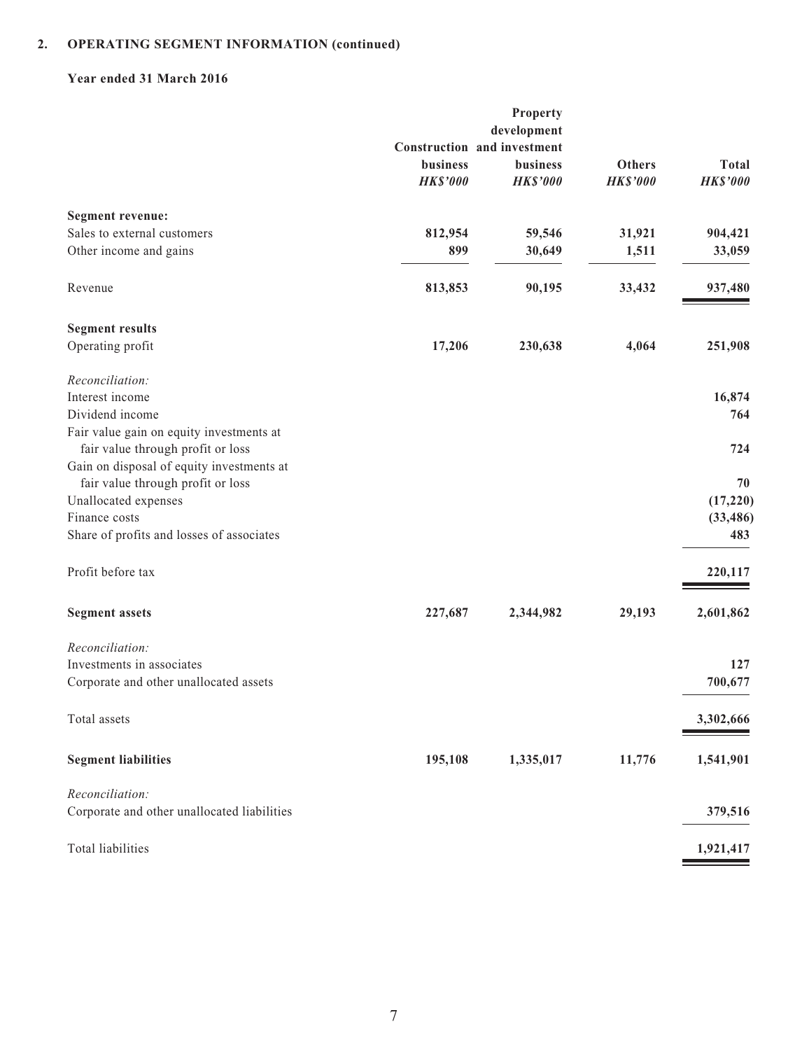## 2. OPERATING SEGMENT INFORMATION (continued)

### Year ended 31 March 2016

| | Construction business *HK$'000* | Property development and investment business *HK$'000* | Others *HK$'000* | Total *HK$'000* |
|---|---|---|---|---|
| **Segment revenue:** | | | | |
| Sales to external customers | **812,954** | **59,546** | **31,921** | **904,421** |
| Other income and gains | **899** | **30,649** | **1,511** | **33,059** |
| Revenue | **813,853** | **90,195** | **33,432** | **937,480** |
| **Segment results** | | | | |
| Operating profit | **17,206** | **230,638** | **4,064** | **251,908** |
| *Reconciliation:* | | | | |
| Interest income | | | | **16,874** |
| Dividend income | | | | **764** |
| Fair value gain on equity investments at fair value through profit or loss | | | | **724** |
| Gain on disposal of equity investments at fair value through profit or loss | | | | **70** |
| Unallocated expenses | | | | **(17,220)** |
| Finance costs | | | | **(33,486)** |
| Share of profits and losses of associates | | | | **483** |
| Profit before tax | | | | **220,117** |
| **Segment assets** | **227,687** | **2,344,982** | **29,193** | **2,601,862** |
| *Reconciliation:* | | | | |
| Investments in associates | | | | **127** |
| Corporate and other unallocated assets | | | | **700,677** |
| Total assets | | | | **3,302,666** |
| **Segment liabilities** | **195,108** | **1,335,017** | **11,776** | **1,541,901** |
| *Reconciliation:* | | | | |
| Corporate and other unallocated liabilities | | | | **379,516** |
| Total liabilities | | | | **1,921,417** |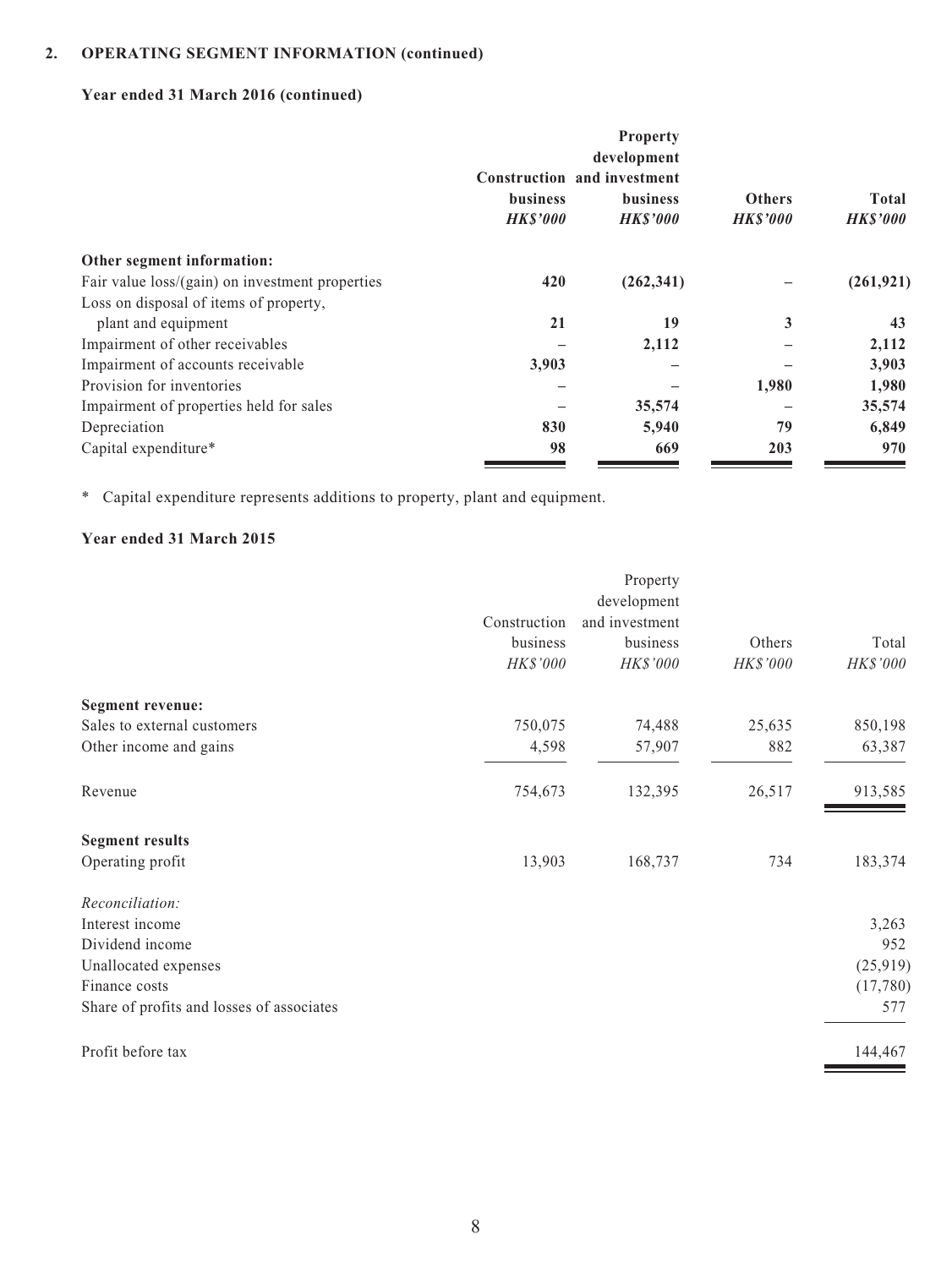## 2. OPERATING SEGMENT INFORMATION (continued)

### Year ended 31 March 2016 (continued)

| | Construction business | Property development and investment business | Others | Total |
|---|---|---|---|---|
| | *HK$'000* | *HK$'000* | *HK$'000* | *HK$'000* |
| **Other segment information:** | | | | |
| Fair value loss/(gain) on investment properties | **420** | **(262,341)** | **–** | **(261,921)** |
| Loss on disposal of items of property, plant and equipment | **21** | **19** | **3** | **43** |
| Impairment of other receivables | **–** | **2,112** | **–** | **2,112** |
| Impairment of accounts receivable | **3,903** | **–** | **–** | **3,903** |
| Provision for inventories | **–** | **–** | **1,980** | **1,980** |
| Impairment of properties held for sales | **–** | **35,574** | **–** | **35,574** |
| Depreciation | **830** | **5,940** | **79** | **6,849** |
| Capital expenditure* | **98** | **669** | **203** | **970** |

* Capital expenditure represents additions to property, plant and equipment.

### Year ended 31 March 2015

| | Construction business | Property development and investment business | Others | Total |
|---|---|---|---|---|
| | *HK$'000* | *HK$'000* | *HK$'000* | *HK$'000* |
| **Segment revenue:** | | | | |
| Sales to external customers | 750,075 | 74,488 | 25,635 | 850,198 |
| Other income and gains | 4,598 | 57,907 | 882 | 63,387 |
| Revenue | 754,673 | 132,395 | 26,517 | 913,585 |
| **Segment results** | | | | |
| Operating profit | 13,903 | 168,737 | 734 | 183,374 |
| *Reconciliation:* | | | | |
| Interest income | | | | 3,263 |
| Dividend income | | | | 952 |
| Unallocated expenses | | | | (25,919) |
| Finance costs | | | | (17,780) |
| Share of profits and losses of associates | | | | 577 |
| Profit before tax | | | | 144,467 |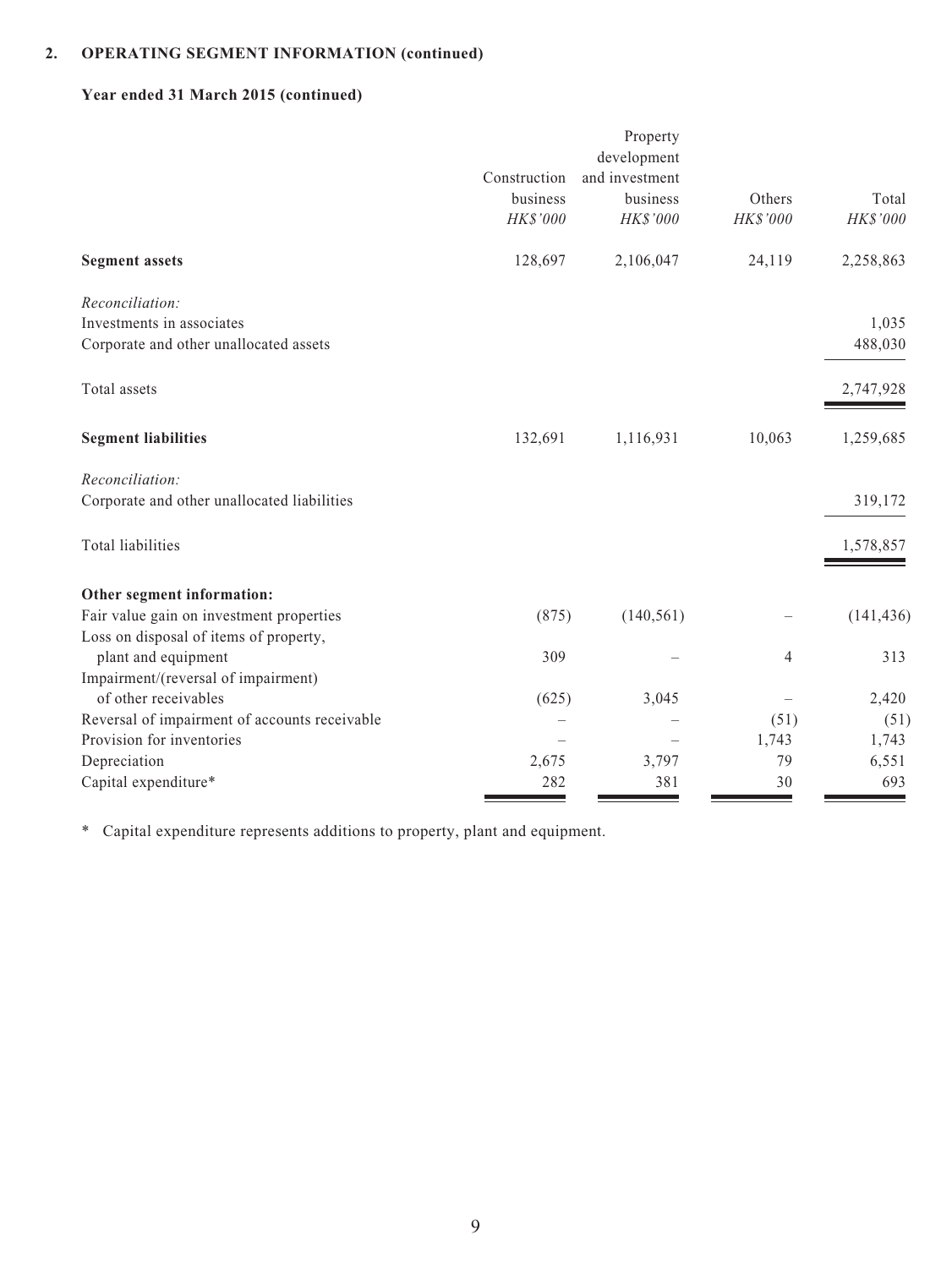## 2. OPERATING SEGMENT INFORMATION (continued)

### Year ended 31 March 2015 (continued)

| | Construction business *HK$'000* | Property development and investment business *HK$'000* | Others *HK$'000* | Total *HK$'000* |
|---|---|---|---|---|
| **Segment assets** | 128,697 | 2,106,047 | 24,119 | 2,258,863 |
| *Reconciliation:* | | | | |
| Investments in associates | | | | 1,035 |
| Corporate and other unallocated assets | | | | 488,030 |
| Total assets | | | | 2,747,928 |
| **Segment liabilities** | 132,691 | 1,116,931 | 10,063 | 1,259,685 |
| *Reconciliation:* | | | | |
| Corporate and other unallocated liabilities | | | | 319,172 |
| Total liabilities | | | | 1,578,857 |
| **Other segment information:** | | | | |
| Fair value gain on investment properties | (875) | (140,561) | – | (141,436) |
| Loss on disposal of items of property, plant and equipment | 309 | – | 4 | 313 |
| Impairment/(reversal of impairment) of other receivables | (625) | 3,045 | – | 2,420 |
| Reversal of impairment of accounts receivable | – | – | (51) | (51) |
| Provision for inventories | – | – | 1,743 | 1,743 |
| Depreciation | 2,675 | 3,797 | 79 | 6,551 |
| Capital expenditure* | 282 | 381 | 30 | 693 |

\* Capital expenditure represents additions to property, plant and equipment.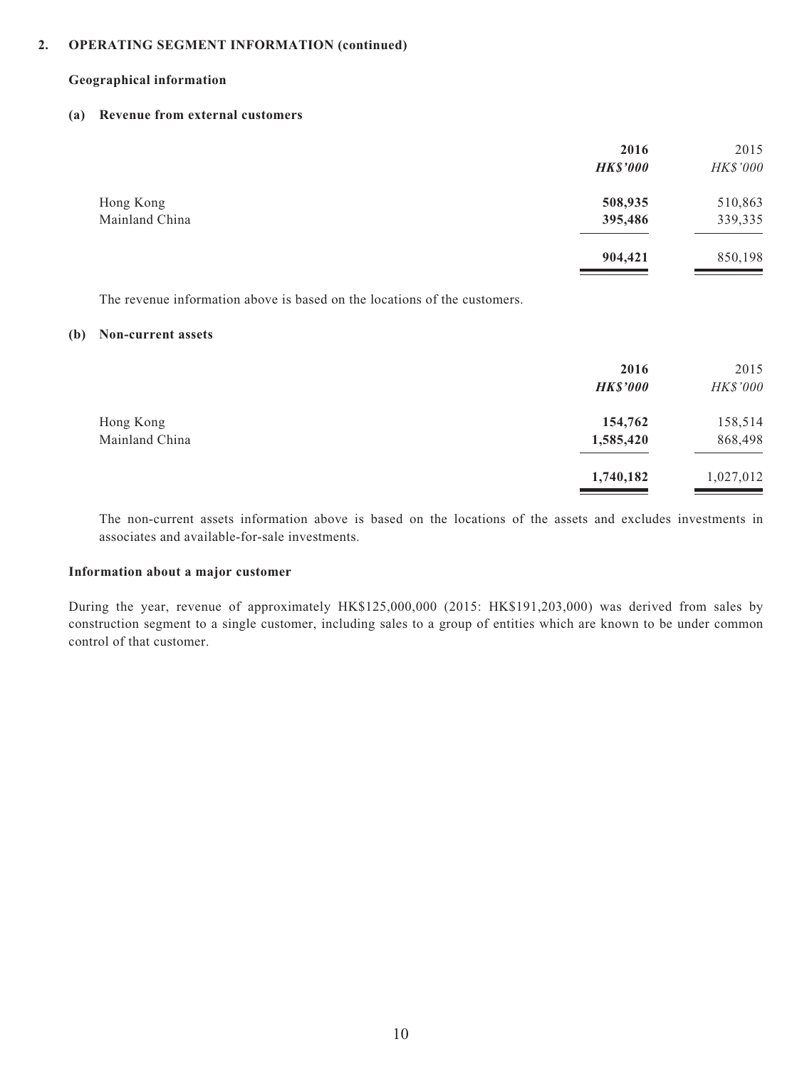## 2. OPERATING SEGMENT INFORMATION (continued)

### Geographical information

#### (a) Revenue from external customers

| | **2016** | 2015 |
|---|---|---|
| | ***HK$'000*** | *HK$'000* |
| Hong Kong | **508,935** | 510,863 |
| Mainland China | **395,486** | 339,335 |
| | **904,421** | 850,198 |

The revenue information above is based on the locations of the customers.

#### (b) Non-current assets

| | **2016** | 2015 |
|---|---|---|
| | ***HK$'000*** | *HK$'000* |
| Hong Kong | **154,762** | 158,514 |
| Mainland China | **1,585,420** | 868,498 |
| | **1,740,182** | 1,027,012 |

The non-current assets information above is based on the locations of the assets and excludes investments in associates and available-for-sale investments.

### Information about a major customer

During the year, revenue of approximately HK$125,000,000 (2015: HK$191,203,000) was derived from sales by construction segment to a single customer, including sales to a group of entities which are known to be under common control of that customer.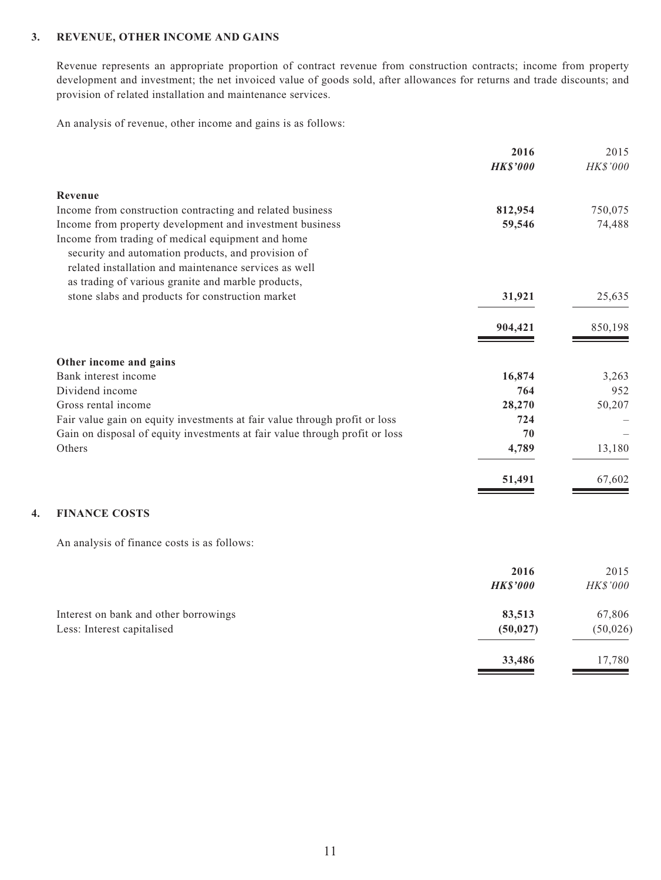### 3. REVENUE, OTHER INCOME AND GAINS

Revenue represents an appropriate proportion of contract revenue from construction contracts; income from property development and investment; the net invoiced value of goods sold, after allowances for returns and trade discounts; and provision of related installation and maintenance services.

An analysis of revenue, other income and gains is as follows:

| | 2016 | 2015 |
|---|---|---|
| | *HK$'000* | *HK$'000* |
| **Revenue** | | |
| Income from construction contracting and related business | **812,954** | 750,075 |
| Income from property development and investment business | **59,546** | 74,488 |
| Income from trading of medical equipment and home security and automation products, and provision of related installation and maintenance services as well as trading of various granite and marble products, stone slabs and products for construction market | **31,921** | 25,635 |
| | **904,421** | 850,198 |
| **Other income and gains** | | |
| Bank interest income | **16,874** | 3,263 |
| Dividend income | **764** | 952 |
| Gross rental income | **28,270** | 50,207 |
| Fair value gain on equity investments at fair value through profit or loss | **724** | – |
| Gain on disposal of equity investments at fair value through profit or loss | **70** | – |
| Others | **4,789** | 13,180 |
| | **51,491** | 67,602 |

### 4. FINANCE COSTS

An analysis of finance costs is as follows:

| | 2016 | 2015 |
|---|---|---|
| | *HK$'000* | *HK$'000* |
| Interest on bank and other borrowings | **83,513** | 67,806 |
| Less: Interest capitalised | **(50,027)** | (50,026) |
| | **33,486** | 17,780 |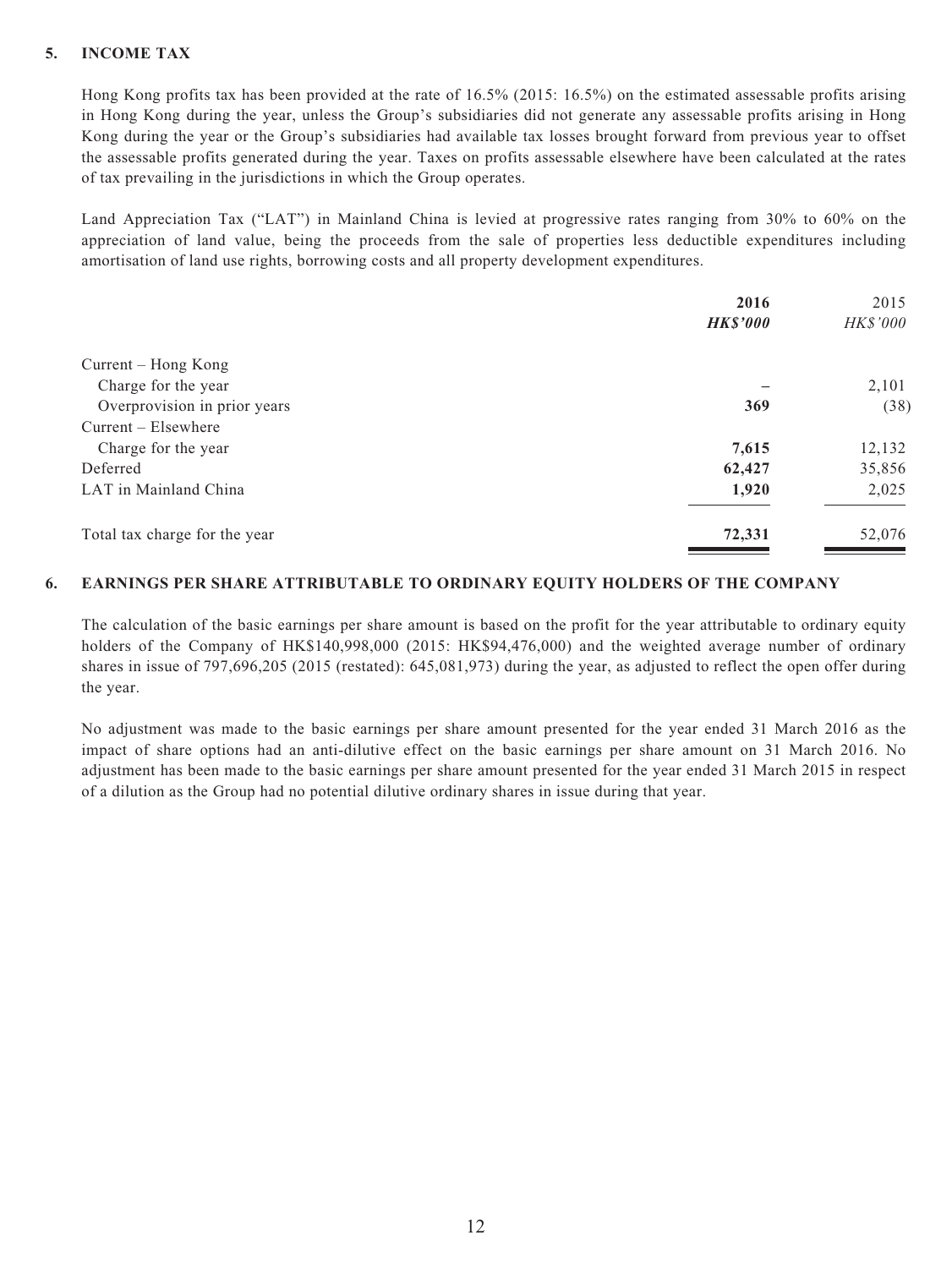## 5. INCOME TAX

Hong Kong profits tax has been provided at the rate of 16.5% (2015: 16.5%) on the estimated assessable profits arising in Hong Kong during the year, unless the Group's subsidiaries did not generate any assessable profits arising in Hong Kong during the year or the Group's subsidiaries had available tax losses brought forward from previous year to offset the assessable profits generated during the year. Taxes on profits assessable elsewhere have been calculated at the rates of tax prevailing in the jurisdictions in which the Group operates.

Land Appreciation Tax ("LAT") in Mainland China is levied at progressive rates ranging from 30% to 60% on the appreciation of land value, being the proceeds from the sale of properties less deductible expenditures including amortisation of land use rights, borrowing costs and all property development expenditures.

| | **2016** | 2015 |
|---|---|---|
| | ***HK$'000*** | *HK$'000* |
| Current – Hong Kong | | |
| Charge for the year | **–** | 2,101 |
| Overprovision in prior years | **369** | (38) |
| Current – Elsewhere | | |
| Charge for the year | **7,615** | 12,132 |
| Deferred | **62,427** | 35,856 |
| LAT in Mainland China | **1,920** | 2,025 |
| Total tax charge for the year | **72,331** | 52,076 |

## 6. EARNINGS PER SHARE ATTRIBUTABLE TO ORDINARY EQUITY HOLDERS OF THE COMPANY

The calculation of the basic earnings per share amount is based on the profit for the year attributable to ordinary equity holders of the Company of HK$140,998,000 (2015: HK$94,476,000) and the weighted average number of ordinary shares in issue of 797,696,205 (2015 (restated): 645,081,973) during the year, as adjusted to reflect the open offer during the year.

No adjustment was made to the basic earnings per share amount presented for the year ended 31 March 2016 as the impact of share options had an anti-dilutive effect on the basic earnings per share amount on 31 March 2016. No adjustment has been made to the basic earnings per share amount presented for the year ended 31 March 2015 in respect of a dilution as the Group had no potential dilutive ordinary shares in issue during that year.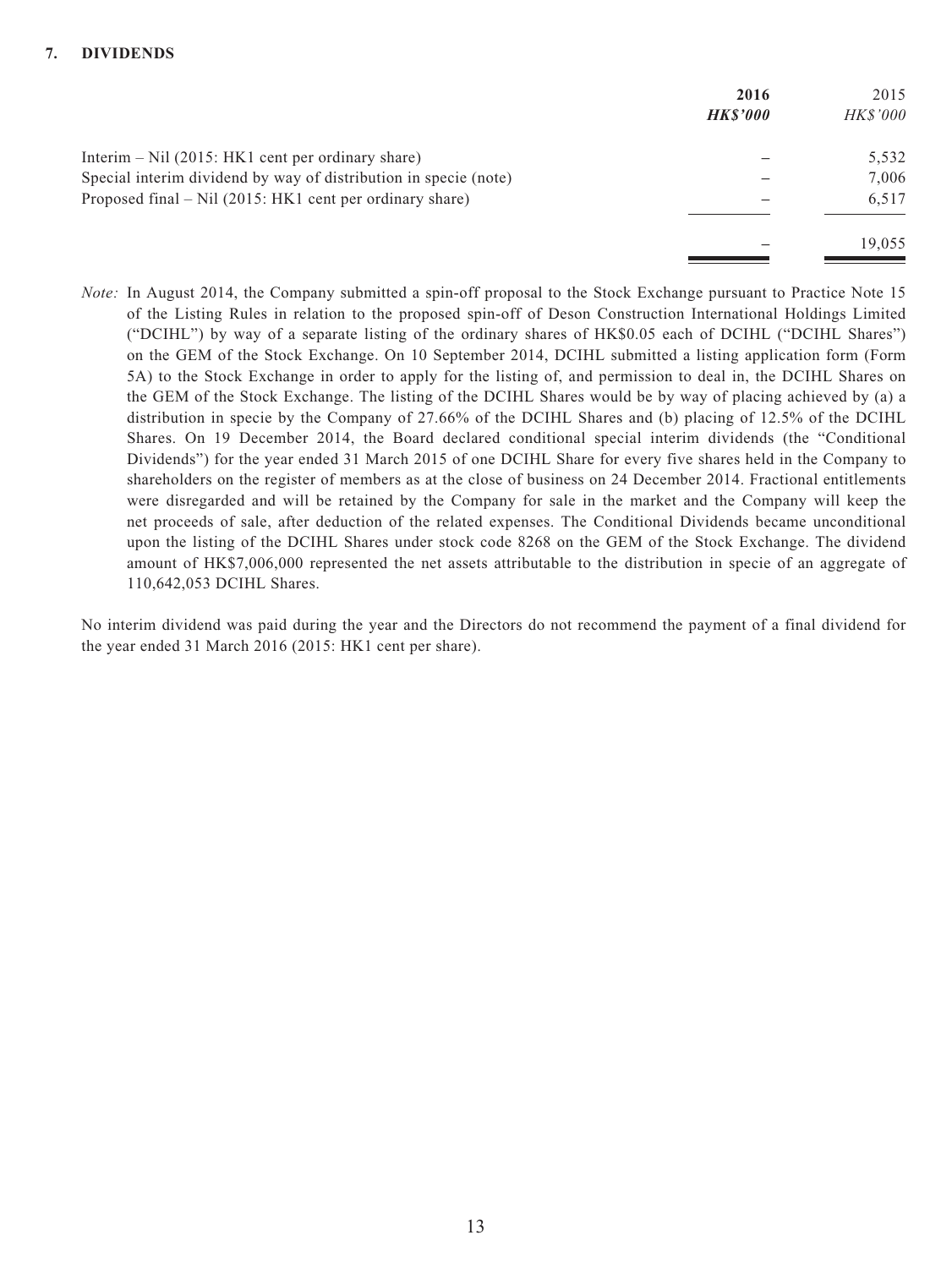### 7. DIVIDENDS

| | 2016 | 2015 |
|---|---|---|
| | ***HK$'000*** | *HK$'000* |
| Interim – Nil (2015: HK1 cent per ordinary share) | – | 5,532 |
| Special interim dividend by way of distribution in specie (note) | – | 7,006 |
| Proposed final – Nil (2015: HK1 cent per ordinary share) | – | 6,517 |
| | – | 19,055 |

*Note:* In August 2014, the Company submitted a spin-off proposal to the Stock Exchange pursuant to Practice Note 15 of the Listing Rules in relation to the proposed spin-off of Deson Construction International Holdings Limited ("DCIHL") by way of a separate listing of the ordinary shares of HK$0.05 each of DCIHL ("DCIHL Shares") on the GEM of the Stock Exchange. On 10 September 2014, DCIHL submitted a listing application form (Form 5A) to the Stock Exchange in order to apply for the listing of, and permission to deal in, the DCIHL Shares on the GEM of the Stock Exchange. The listing of the DCIHL Shares would be by way of placing achieved by (a) a distribution in specie by the Company of 27.66% of the DCIHL Shares and (b) placing of 12.5% of the DCIHL Shares. On 19 December 2014, the Board declared conditional special interim dividends (the "Conditional Dividends") for the year ended 31 March 2015 of one DCIHL Share for every five shares held in the Company to shareholders on the register of members as at the close of business on 24 December 2014. Fractional entitlements were disregarded and will be retained by the Company for sale in the market and the Company will keep the net proceeds of sale, after deduction of the related expenses. The Conditional Dividends became unconditional upon the listing of the DCIHL Shares under stock code 8268 on the GEM of the Stock Exchange. The dividend amount of HK$7,006,000 represented the net assets attributable to the distribution in specie of an aggregate of 110,642,053 DCIHL Shares.

No interim dividend was paid during the year and the Directors do not recommend the payment of a final dividend for the year ended 31 March 2016 (2015: HK1 cent per share).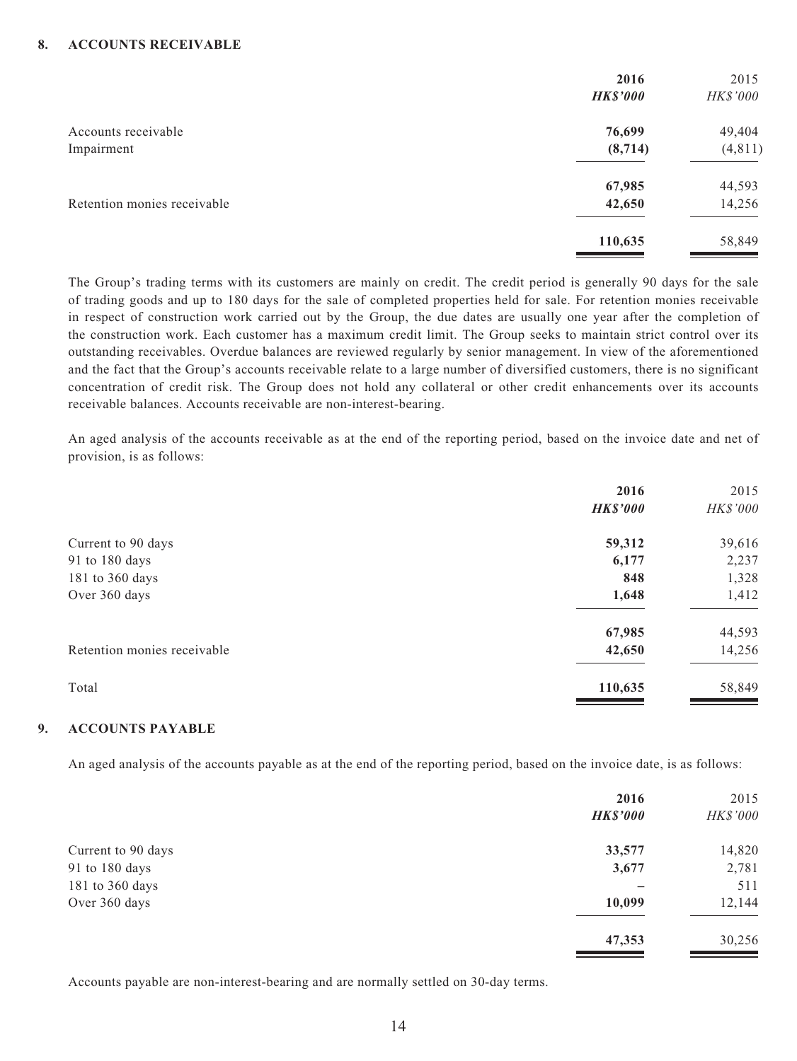## 8. ACCOUNTS RECEIVABLE

| | 2016 | 2015 |
|---|---|---|
| | ***HK$'000*** | *HK$'000* |
| Accounts receivable | **76,699** | 49,404 |
| Impairment | **(8,714)** | (4,811) |
| | **67,985** | 44,593 |
| Retention monies receivable | **42,650** | 14,256 |
| | **110,635** | 58,849 |

The Group's trading terms with its customers are mainly on credit. The credit period is generally 90 days for the sale of trading goods and up to 180 days for the sale of completed properties held for sale. For retention monies receivable in respect of construction work carried out by the Group, the due dates are usually one year after the completion of the construction work. Each customer has a maximum credit limit. The Group seeks to maintain strict control over its outstanding receivables. Overdue balances are reviewed regularly by senior management. In view of the aforementioned and the fact that the Group's accounts receivable relate to a large number of diversified customers, there is no significant concentration of credit risk. The Group does not hold any collateral or other credit enhancements over its accounts receivable balances. Accounts receivable are non-interest-bearing.

An aged analysis of the accounts receivable as at the end of the reporting period, based on the invoice date and net of provision, is as follows:

| | 2016 | 2015 |
|---|---|---|
| | ***HK$'000*** | *HK$'000* |
| Current to 90 days | **59,312** | 39,616 |
| 91 to 180 days | **6,177** | 2,237 |
| 181 to 360 days | **848** | 1,328 |
| Over 360 days | **1,648** | 1,412 |
| | **67,985** | 44,593 |
| Retention monies receivable | **42,650** | 14,256 |
| Total | **110,635** | 58,849 |

## 9. ACCOUNTS PAYABLE

An aged analysis of the accounts payable as at the end of the reporting period, based on the invoice date, is as follows:

| | 2016 | 2015 |
|---|---|---|
| | ***HK$'000*** | *HK$'000* |
| Current to 90 days | **33,577** | 14,820 |
| 91 to 180 days | **3,677** | 2,781 |
| 181 to 360 days | **–** | 511 |
| Over 360 days | **10,099** | 12,144 |
| | **47,353** | 30,256 |

Accounts payable are non-interest-bearing and are normally settled on 30-day terms.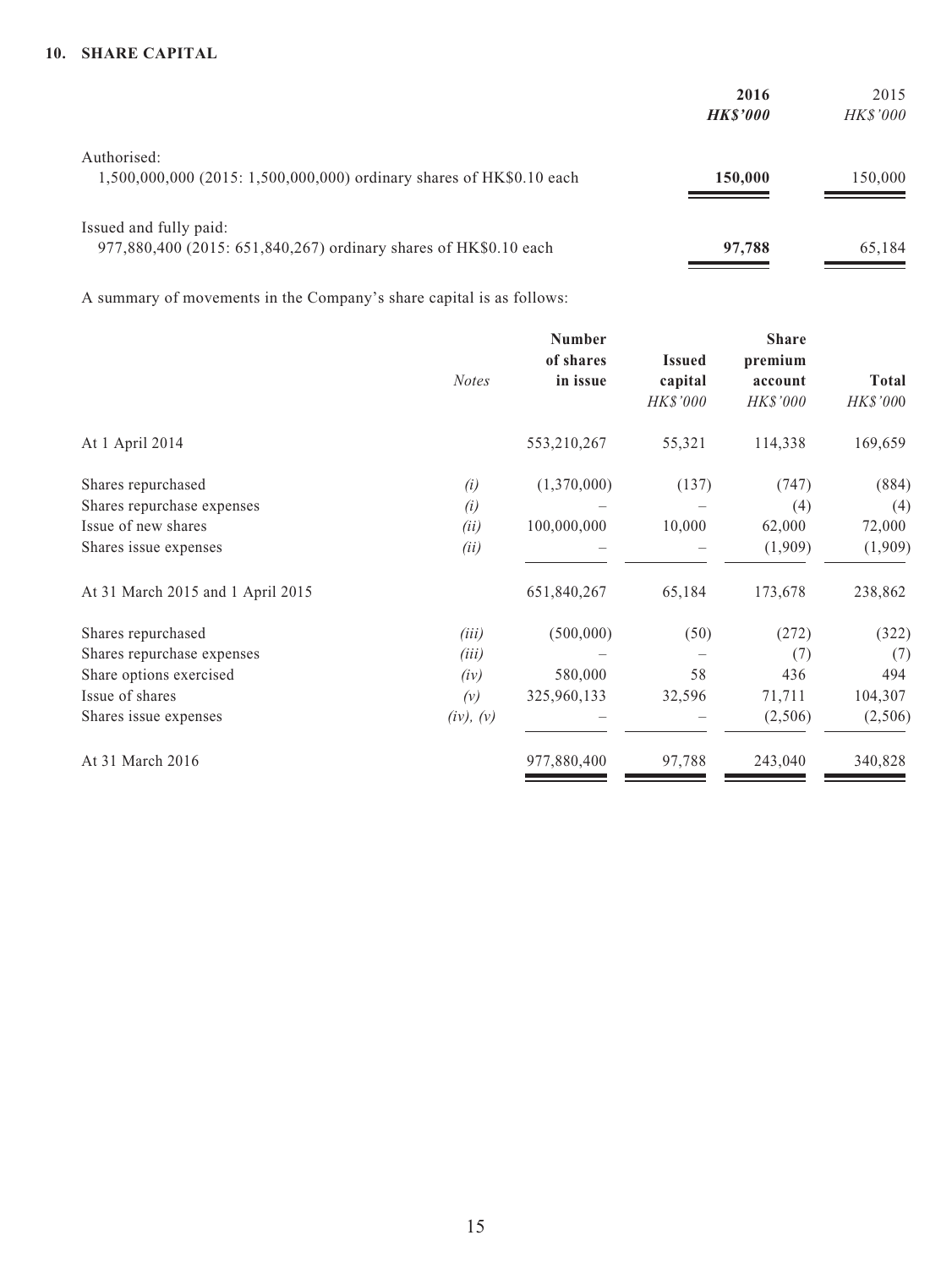## 10. SHARE CAPITAL

| | **2016** | 2015 |
|---|---|---|
| | ***HK$'000*** | *HK$'000* |
| Authorised: | | |
| 1,500,000,000 (2015: 1,500,000,000) ordinary shares of HK$0.10 each | **150,000** | 150,000 |
| Issued and fully paid: | | |
| 977,880,400 (2015: 651,840,267) ordinary shares of HK$0.10 each | **97,788** | 65,184 |

A summary of movements in the Company's share capital is as follows:

| | *Notes* | **Number of shares in issue** | **Issued capital** | **Share premium account** | **Total** |
|---|---|---|---|---|---|
| | | | *HK$'000* | *HK$'000* | *HK$'000* |
| At 1 April 2014 | | 553,210,267 | 55,321 | 114,338 | 169,659 |
| Shares repurchased | *(i)* | (1,370,000) | (137) | (747) | (884) |
| Shares repurchase expenses | *(i)* | – | – | (4) | (4) |
| Issue of new shares | *(ii)* | 100,000,000 | 10,000 | 62,000 | 72,000 |
| Shares issue expenses | *(ii)* | – | – | (1,909) | (1,909) |
| At 31 March 2015 and 1 April 2015 | | 651,840,267 | 65,184 | 173,678 | 238,862 |
| Shares repurchased | *(iii)* | (500,000) | (50) | (272) | (322) |
| Shares repurchase expenses | *(iii)* | – | – | (7) | (7) |
| Share options exercised | *(iv)* | 580,000 | 58 | 436 | 494 |
| Issue of shares | *(v)* | 325,960,133 | 32,596 | 71,711 | 104,307 |
| Shares issue expenses | *(iv), (v)* | – | – | (2,506) | (2,506) |
| At 31 March 2016 | | 977,880,400 | 97,788 | 243,040 | 340,828 |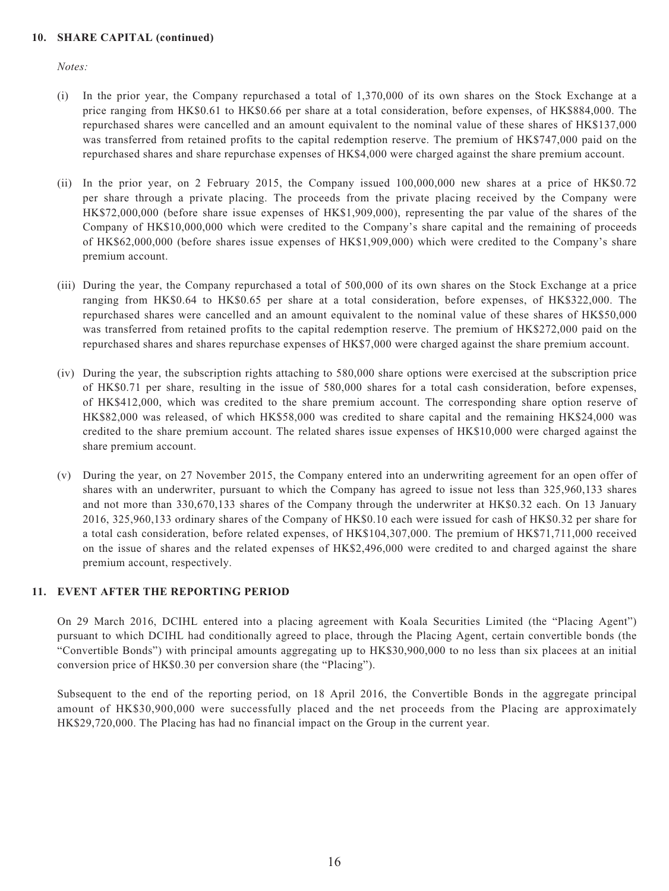**10. SHARE CAPITAL (continued)**

*Notes:*

(i) In the prior year, the Company repurchased a total of 1,370,000 of its own shares on the Stock Exchange at a price ranging from HK$0.61 to HK$0.66 per share at a total consideration, before expenses, of HK$884,000. The repurchased shares were cancelled and an amount equivalent to the nominal value of these shares of HK$137,000 was transferred from retained profits to the capital redemption reserve. The premium of HK$747,000 paid on the repurchased shares and share repurchase expenses of HK$4,000 were charged against the share premium account.

(ii) In the prior year, on 2 February 2015, the Company issued 100,000,000 new shares at a price of HK$0.72 per share through a private placing. The proceeds from the private placing received by the Company were HK$72,000,000 (before share issue expenses of HK$1,909,000), representing the par value of the shares of the Company of HK$10,000,000 which were credited to the Company's share capital and the remaining of proceeds of HK$62,000,000 (before shares issue expenses of HK$1,909,000) which were credited to the Company's share premium account.

(iii) During the year, the Company repurchased a total of 500,000 of its own shares on the Stock Exchange at a price ranging from HK$0.64 to HK$0.65 per share at a total consideration, before expenses, of HK$322,000. The repurchased shares were cancelled and an amount equivalent to the nominal value of these shares of HK$50,000 was transferred from retained profits to the capital redemption reserve. The premium of HK$272,000 paid on the repurchased shares and shares repurchase expenses of HK$7,000 were charged against the share premium account.

(iv) During the year, the subscription rights attaching to 580,000 share options were exercised at the subscription price of HK$0.71 per share, resulting in the issue of 580,000 shares for a total cash consideration, before expenses, of HK$412,000, which was credited to the share premium account. The corresponding share option reserve of HK$82,000 was released, of which HK$58,000 was credited to share capital and the remaining HK$24,000 was credited to the share premium account. The related shares issue expenses of HK$10,000 were charged against the share premium account.

(v) During the year, on 27 November 2015, the Company entered into an underwriting agreement for an open offer of shares with an underwriter, pursuant to which the Company has agreed to issue not less than 325,960,133 shares and not more than 330,670,133 shares of the Company through the underwriter at HK$0.32 each. On 13 January 2016, 325,960,133 ordinary shares of the Company of HK$0.10 each were issued for cash of HK$0.32 per share for a total cash consideration, before related expenses, of HK$104,307,000. The premium of HK$71,711,000 received on the issue of shares and the related expenses of HK$2,496,000 were credited to and charged against the share premium account, respectively.

**11. EVENT AFTER THE REPORTING PERIOD**

On 29 March 2016, DCIHL entered into a placing agreement with Koala Securities Limited (the "Placing Agent") pursuant to which DCIHL had conditionally agreed to place, through the Placing Agent, certain convertible bonds (the "Convertible Bonds") with principal amounts aggregating up to HK$30,900,000 to no less than six placees at an initial conversion price of HK$0.30 per conversion share (the "Placing").

Subsequent to the end of the reporting period, on 18 April 2016, the Convertible Bonds in the aggregate principal amount of HK$30,900,000 were successfully placed and the net proceeds from the Placing are approximately HK$29,720,000. The Placing has had no financial impact on the Group in the current year.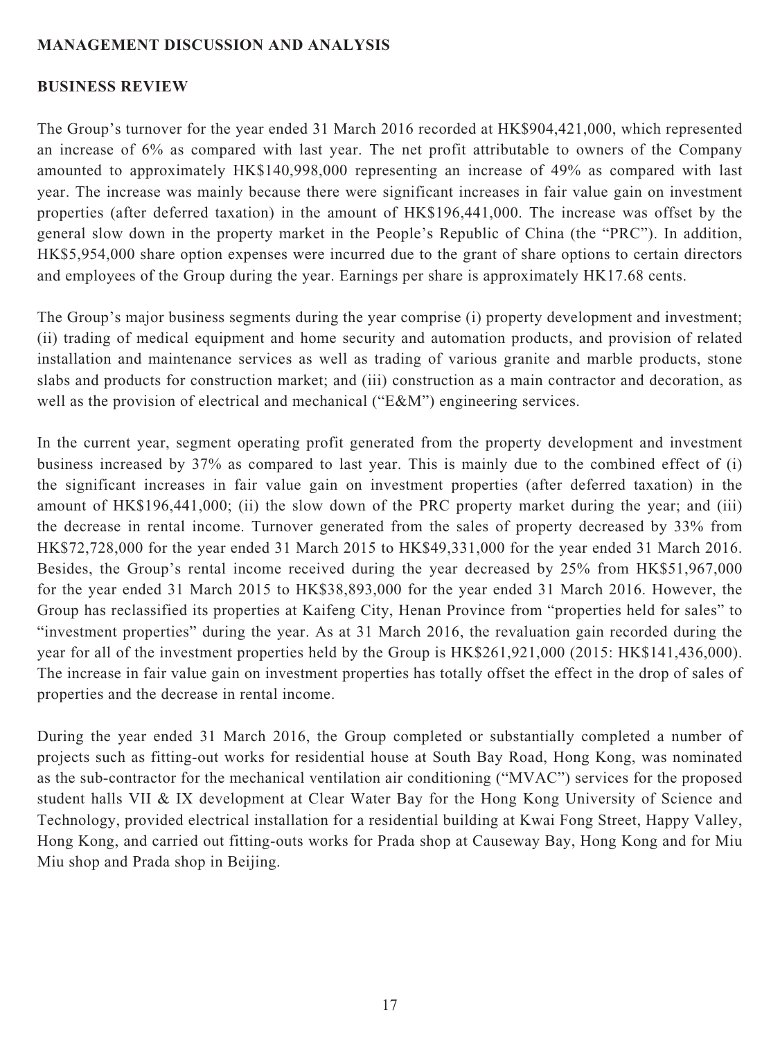## MANAGEMENT DISCUSSION AND ANALYSIS

### BUSINESS REVIEW

The Group's turnover for the year ended 31 March 2016 recorded at HK$904,421,000, which represented an increase of 6% as compared with last year. The net profit attributable to owners of the Company amounted to approximately HK$140,998,000 representing an increase of 49% as compared with last year. The increase was mainly because there were significant increases in fair value gain on investment properties (after deferred taxation) in the amount of HK$196,441,000. The increase was offset by the general slow down in the property market in the People's Republic of China (the "PRC"). In addition, HK$5,954,000 share option expenses were incurred due to the grant of share options to certain directors and employees of the Group during the year. Earnings per share is approximately HK17.68 cents.

The Group's major business segments during the year comprise (i) property development and investment; (ii) trading of medical equipment and home security and automation products, and provision of related installation and maintenance services as well as trading of various granite and marble products, stone slabs and products for construction market; and (iii) construction as a main contractor and decoration, as well as the provision of electrical and mechanical ("E&M") engineering services.

In the current year, segment operating profit generated from the property development and investment business increased by 37% as compared to last year. This is mainly due to the combined effect of (i) the significant increases in fair value gain on investment properties (after deferred taxation) in the amount of HK$196,441,000; (ii) the slow down of the PRC property market during the year; and (iii) the decrease in rental income. Turnover generated from the sales of property decreased by 33% from HK$72,728,000 for the year ended 31 March 2015 to HK$49,331,000 for the year ended 31 March 2016. Besides, the Group's rental income received during the year decreased by 25% from HK$51,967,000 for the year ended 31 March 2015 to HK$38,893,000 for the year ended 31 March 2016. However, the Group has reclassified its properties at Kaifeng City, Henan Province from "properties held for sales" to "investment properties" during the year. As at 31 March 2016, the revaluation gain recorded during the year for all of the investment properties held by the Group is HK$261,921,000 (2015: HK$141,436,000). The increase in fair value gain on investment properties has totally offset the effect in the drop of sales of properties and the decrease in rental income.

During the year ended 31 March 2016, the Group completed or substantially completed a number of projects such as fitting-out works for residential house at South Bay Road, Hong Kong, was nominated as the sub-contractor for the mechanical ventilation air conditioning ("MVAC") services for the proposed student halls VII & IX development at Clear Water Bay for the Hong Kong University of Science and Technology, provided electrical installation for a residential building at Kwai Fong Street, Happy Valley, Hong Kong, and carried out fitting-outs works for Prada shop at Causeway Bay, Hong Kong and for Miu Miu shop and Prada shop in Beijing.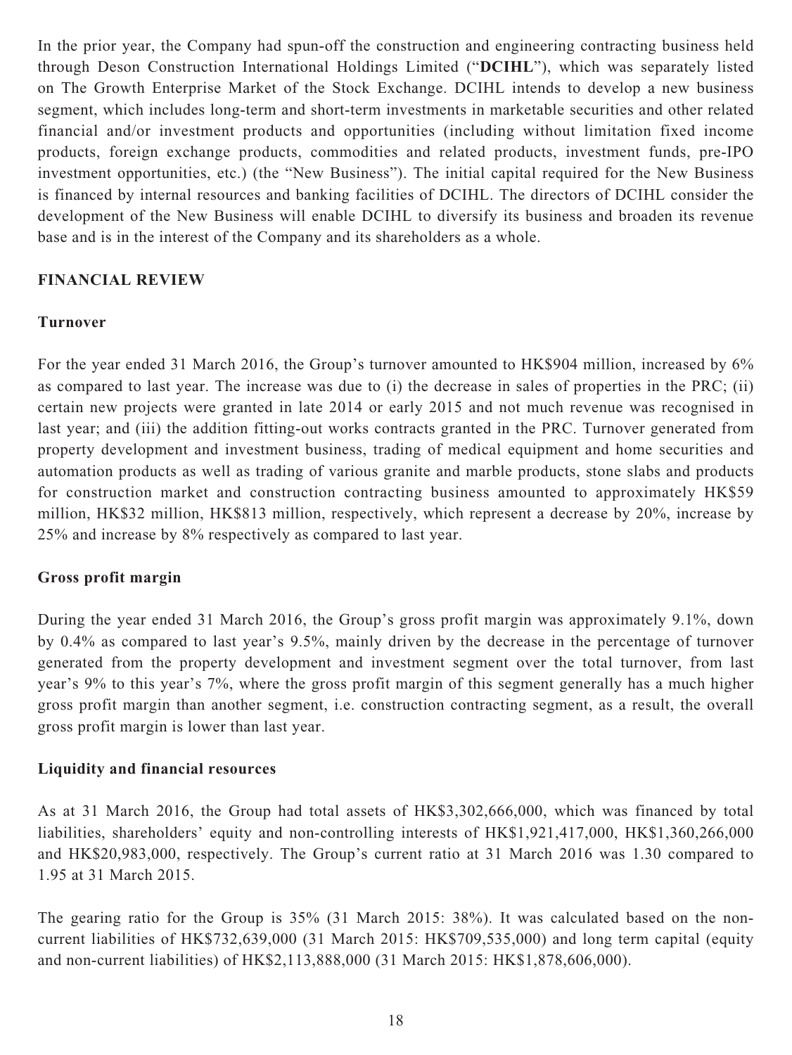In the prior year, the Company had spun-off the construction and engineering contracting business held through Deson Construction International Holdings Limited ("**DCIHL**"), which was separately listed on The Growth Enterprise Market of the Stock Exchange. DCIHL intends to develop a new business segment, which includes long-term and short-term investments in marketable securities and other related financial and/or investment products and opportunities (including without limitation fixed income products, foreign exchange products, commodities and related products, investment funds, pre-IPO investment opportunities, etc.) (the "New Business"). The initial capital required for the New Business is financed by internal resources and banking facilities of DCIHL. The directors of DCIHL consider the development of the New Business will enable DCIHL to diversify its business and broaden its revenue base and is in the interest of the Company and its shareholders as a whole.

## FINANCIAL REVIEW

### Turnover

For the year ended 31 March 2016, the Group's turnover amounted to HK$904 million, increased by 6% as compared to last year. The increase was due to (i) the decrease in sales of properties in the PRC; (ii) certain new projects were granted in late 2014 or early 2015 and not much revenue was recognised in last year; and (iii) the addition fitting-out works contracts granted in the PRC. Turnover generated from property development and investment business, trading of medical equipment and home securities and automation products as well as trading of various granite and marble products, stone slabs and products for construction market and construction contracting business amounted to approximately HK$59 million, HK$32 million, HK$813 million, respectively, which represent a decrease by 20%, increase by 25% and increase by 8% respectively as compared to last year.

### Gross profit margin

During the year ended 31 March 2016, the Group's gross profit margin was approximately 9.1%, down by 0.4% as compared to last year's 9.5%, mainly driven by the decrease in the percentage of turnover generated from the property development and investment segment over the total turnover, from last year's 9% to this year's 7%, where the gross profit margin of this segment generally has a much higher gross profit margin than another segment, i.e. construction contracting segment, as a result, the overall gross profit margin is lower than last year.

### Liquidity and financial resources

As at 31 March 2016, the Group had total assets of HK$3,302,666,000, which was financed by total liabilities, shareholders' equity and non-controlling interests of HK$1,921,417,000, HK$1,360,266,000 and HK$20,983,000, respectively. The Group's current ratio at 31 March 2016 was 1.30 compared to 1.95 at 31 March 2015.

The gearing ratio for the Group is 35% (31 March 2015: 38%). It was calculated based on the non-current liabilities of HK$732,639,000 (31 March 2015: HK$709,535,000) and long term capital (equity and non-current liabilities) of HK$2,113,888,000 (31 March 2015: HK$1,878,606,000).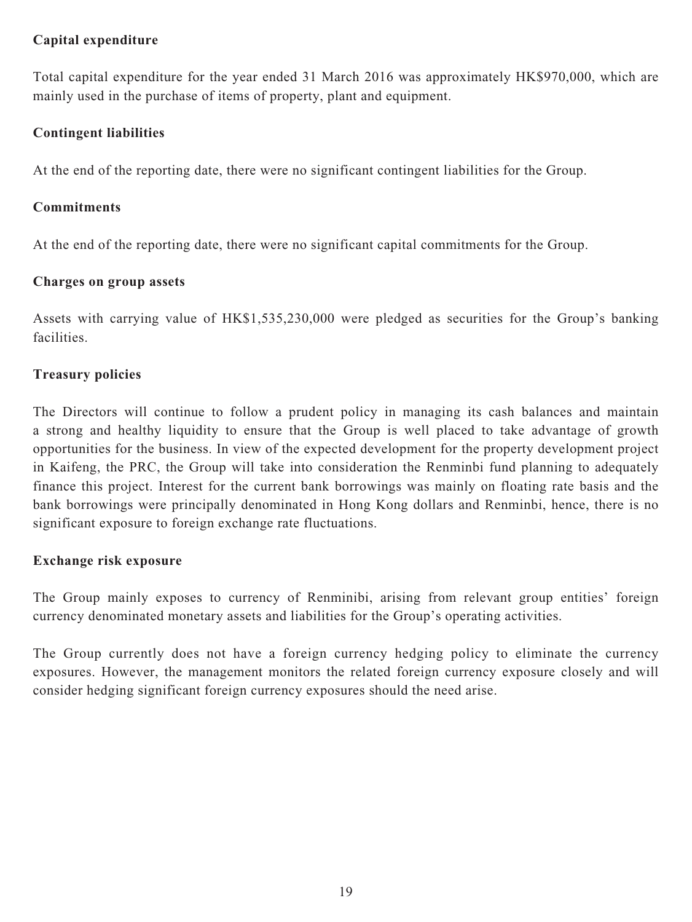**Capital expenditure**

Total capital expenditure for the year ended 31 March 2016 was approximately HK$970,000, which are mainly used in the purchase of items of property, plant and equipment.

**Contingent liabilities**

At the end of the reporting date, there were no significant contingent liabilities for the Group.

**Commitments**

At the end of the reporting date, there were no significant capital commitments for the Group.

**Charges on group assets**

Assets with carrying value of HK$1,535,230,000 were pledged as securities for the Group's banking facilities.

**Treasury policies**

The Directors will continue to follow a prudent policy in managing its cash balances and maintain a strong and healthy liquidity to ensure that the Group is well placed to take advantage of growth opportunities for the business. In view of the expected development for the property development project in Kaifeng, the PRC, the Group will take into consideration the Renminbi fund planning to adequately finance this project. Interest for the current bank borrowings was mainly on floating rate basis and the bank borrowings were principally denominated in Hong Kong dollars and Renminbi, hence, there is no significant exposure to foreign exchange rate fluctuations.

**Exchange risk exposure**

The Group mainly exposes to currency of Renminibi, arising from relevant group entities' foreign currency denominated monetary assets and liabilities for the Group's operating activities.

The Group currently does not have a foreign currency hedging policy to eliminate the currency exposures. However, the management monitors the related foreign currency exposure closely and will consider hedging significant foreign currency exposures should the need arise.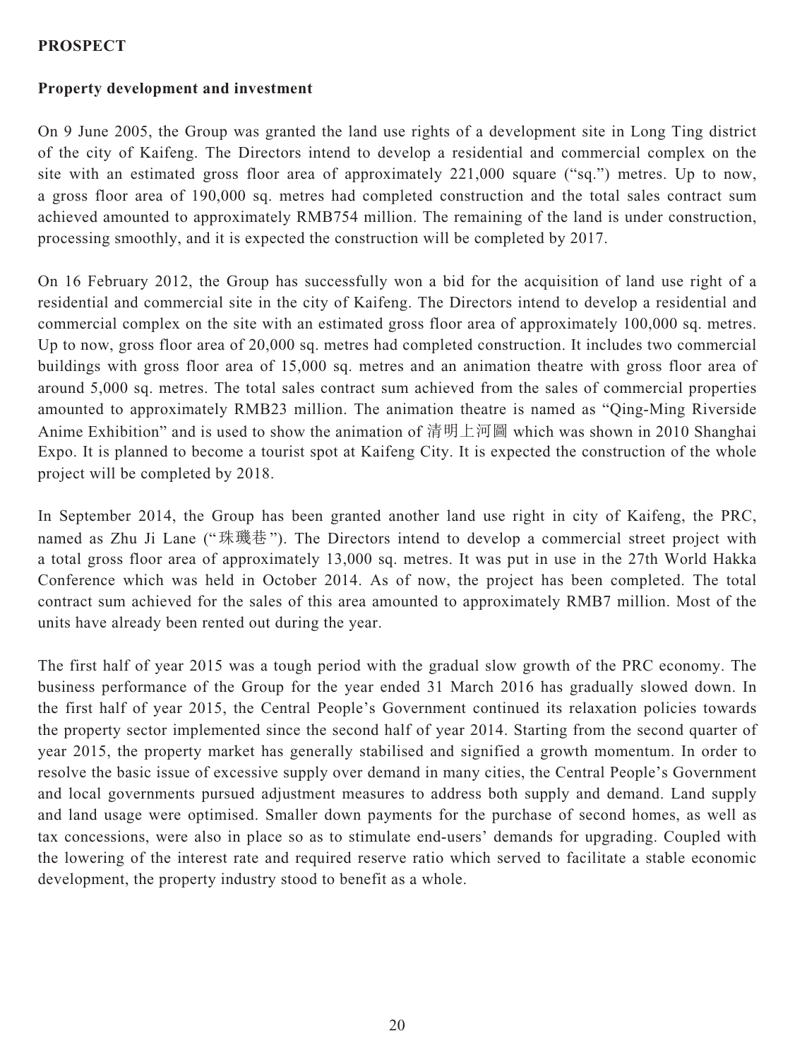## PROSPECT

### Property development and investment

On 9 June 2005, the Group was granted the land use rights of a development site in Long Ting district of the city of Kaifeng. The Directors intend to develop a residential and commercial complex on the site with an estimated gross floor area of approximately 221,000 square ("sq.") metres. Up to now, a gross floor area of 190,000 sq. metres had completed construction and the total sales contract sum achieved amounted to approximately RMB754 million. The remaining of the land is under construction, processing smoothly, and it is expected the construction will be completed by 2017.

On 16 February 2012, the Group has successfully won a bid for the acquisition of land use right of a residential and commercial site in the city of Kaifeng. The Directors intend to develop a residential and commercial complex on the site with an estimated gross floor area of approximately 100,000 sq. metres. Up to now, gross floor area of 20,000 sq. metres had completed construction. It includes two commercial buildings with gross floor area of 15,000 sq. metres and an animation theatre with gross floor area of around 5,000 sq. metres. The total sales contract sum achieved from the sales of commercial properties amounted to approximately RMB23 million. The animation theatre is named as "Qing-Ming Riverside Anime Exhibition" and is used to show the animation of 清明上河圖 which was shown in 2010 Shanghai Expo. It is planned to become a tourist spot at Kaifeng City. It is expected the construction of the whole project will be completed by 2018.

In September 2014, the Group has been granted another land use right in city of Kaifeng, the PRC, named as Zhu Ji Lane ("珠璣巷"). The Directors intend to develop a commercial street project with a total gross floor area of approximately 13,000 sq. metres. It was put in use in the 27th World Hakka Conference which was held in October 2014. As of now, the project has been completed. The total contract sum achieved for the sales of this area amounted to approximately RMB7 million. Most of the units have already been rented out during the year.

The first half of year 2015 was a tough period with the gradual slow growth of the PRC economy. The business performance of the Group for the year ended 31 March 2016 has gradually slowed down. In the first half of year 2015, the Central People's Government continued its relaxation policies towards the property sector implemented since the second half of year 2014. Starting from the second quarter of year 2015, the property market has generally stabilised and signified a growth momentum. In order to resolve the basic issue of excessive supply over demand in many cities, the Central People's Government and local governments pursued adjustment measures to address both supply and demand. Land supply and land usage were optimised. Smaller down payments for the purchase of second homes, as well as tax concessions, were also in place so as to stimulate end-users' demands for upgrading. Coupled with the lowering of the interest rate and required reserve ratio which served to facilitate a stable economic development, the property industry stood to benefit as a whole.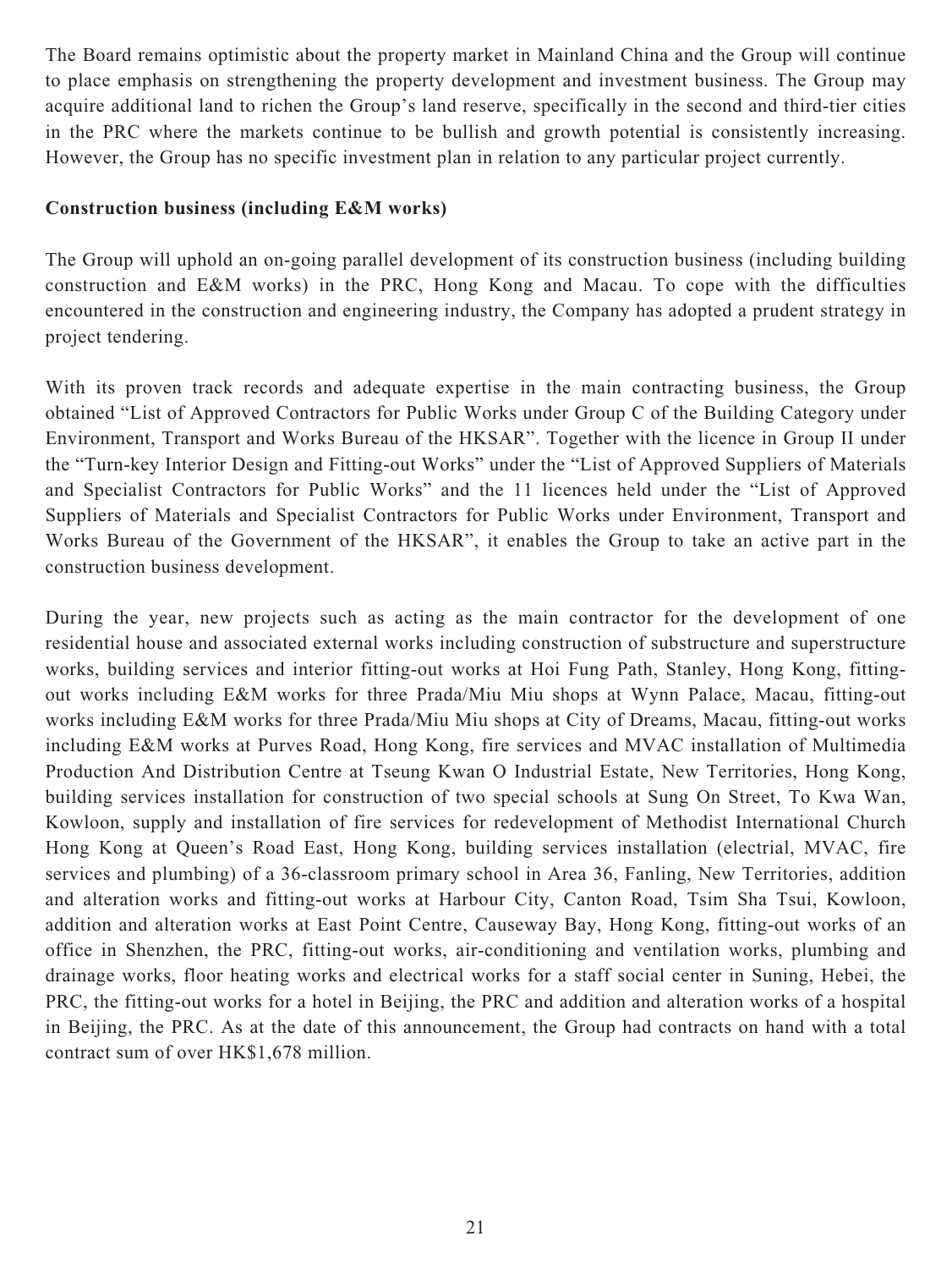The Board remains optimistic about the property market in Mainland China and the Group will continue to place emphasis on strengthening the property development and investment business. The Group may acquire additional land to richen the Group's land reserve, specifically in the second and third-tier cities in the PRC where the markets continue to be bullish and growth potential is consistently increasing. However, the Group has no specific investment plan in relation to any particular project currently.

**Construction business (including E&M works)**

The Group will uphold an on-going parallel development of its construction business (including building construction and E&M works) in the PRC, Hong Kong and Macau. To cope with the difficulties encountered in the construction and engineering industry, the Company has adopted a prudent strategy in project tendering.

With its proven track records and adequate expertise in the main contracting business, the Group obtained "List of Approved Contractors for Public Works under Group C of the Building Category under Environment, Transport and Works Bureau of the HKSAR". Together with the licence in Group II under the "Turn-key Interior Design and Fitting-out Works" under the "List of Approved Suppliers of Materials and Specialist Contractors for Public Works" and the 11 licences held under the "List of Approved Suppliers of Materials and Specialist Contractors for Public Works under Environment, Transport and Works Bureau of the Government of the HKSAR", it enables the Group to take an active part in the construction business development.

During the year, new projects such as acting as the main contractor for the development of one residential house and associated external works including construction of substructure and superstructure works, building services and interior fitting-out works at Hoi Fung Path, Stanley, Hong Kong, fitting-out works including E&M works for three Prada/Miu Miu shops at Wynn Palace, Macau, fitting-out works including E&M works for three Prada/Miu Miu shops at City of Dreams, Macau, fitting-out works including E&M works at Purves Road, Hong Kong, fire services and MVAC installation of Multimedia Production And Distribution Centre at Tseung Kwan O Industrial Estate, New Territories, Hong Kong, building services installation for construction of two special schools at Sung On Street, To Kwa Wan, Kowloon, supply and installation of fire services for redevelopment of Methodist International Church Hong Kong at Queen's Road East, Hong Kong, building services installation (electrial, MVAC, fire services and plumbing) of a 36-classroom primary school in Area 36, Fanling, New Territories, addition and alteration works and fitting-out works at Harbour City, Canton Road, Tsim Sha Tsui, Kowloon, addition and alteration works at East Point Centre, Causeway Bay, Hong Kong, fitting-out works of an office in Shenzhen, the PRC, fitting-out works, air-conditioning and ventilation works, plumbing and drainage works, floor heating works and electrical works for a staff social center in Suning, Hebei, the PRC, the fitting-out works for a hotel in Beijing, the PRC and addition and alteration works of a hospital in Beijing, the PRC. As at the date of this announcement, the Group had contracts on hand with a total contract sum of over HK$1,678 million.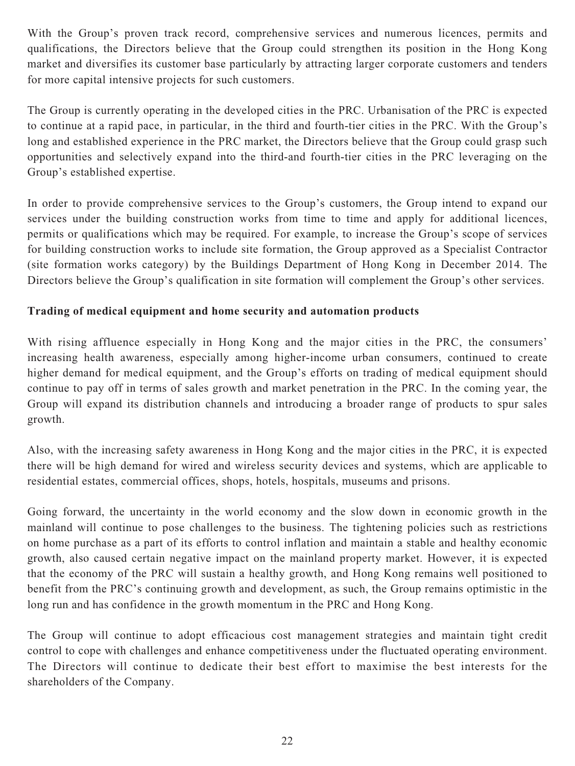With the Group's proven track record, comprehensive services and numerous licences, permits and qualifications, the Directors believe that the Group could strengthen its position in the Hong Kong market and diversifies its customer base particularly by attracting larger corporate customers and tenders for more capital intensive projects for such customers.

The Group is currently operating in the developed cities in the PRC. Urbanisation of the PRC is expected to continue at a rapid pace, in particular, in the third and fourth-tier cities in the PRC. With the Group's long and established experience in the PRC market, the Directors believe that the Group could grasp such opportunities and selectively expand into the third-and fourth-tier cities in the PRC leveraging on the Group's established expertise.

In order to provide comprehensive services to the Group's customers, the Group intend to expand our services under the building construction works from time to time and apply for additional licences, permits or qualifications which may be required. For example, to increase the Group's scope of services for building construction works to include site formation, the Group approved as a Specialist Contractor (site formation works category) by the Buildings Department of Hong Kong in December 2014. The Directors believe the Group's qualification in site formation will complement the Group's other services.

**Trading of medical equipment and home security and automation products**

With rising affluence especially in Hong Kong and the major cities in the PRC, the consumers' increasing health awareness, especially among higher-income urban consumers, continued to create higher demand for medical equipment, and the Group's efforts on trading of medical equipment should continue to pay off in terms of sales growth and market penetration in the PRC. In the coming year, the Group will expand its distribution channels and introducing a broader range of products to spur sales growth.

Also, with the increasing safety awareness in Hong Kong and the major cities in the PRC, it is expected there will be high demand for wired and wireless security devices and systems, which are applicable to residential estates, commercial offices, shops, hotels, hospitals, museums and prisons.

Going forward, the uncertainty in the world economy and the slow down in economic growth in the mainland will continue to pose challenges to the business. The tightening policies such as restrictions on home purchase as a part of its efforts to control inflation and maintain a stable and healthy economic growth, also caused certain negative impact on the mainland property market. However, it is expected that the economy of the PRC will sustain a healthy growth, and Hong Kong remains well positioned to benefit from the PRC's continuing growth and development, as such, the Group remains optimistic in the long run and has confidence in the growth momentum in the PRC and Hong Kong.

The Group will continue to adopt efficacious cost management strategies and maintain tight credit control to cope with challenges and enhance competitiveness under the fluctuated operating environment. The Directors will continue to dedicate their best effort to maximise the best interests for the shareholders of the Company.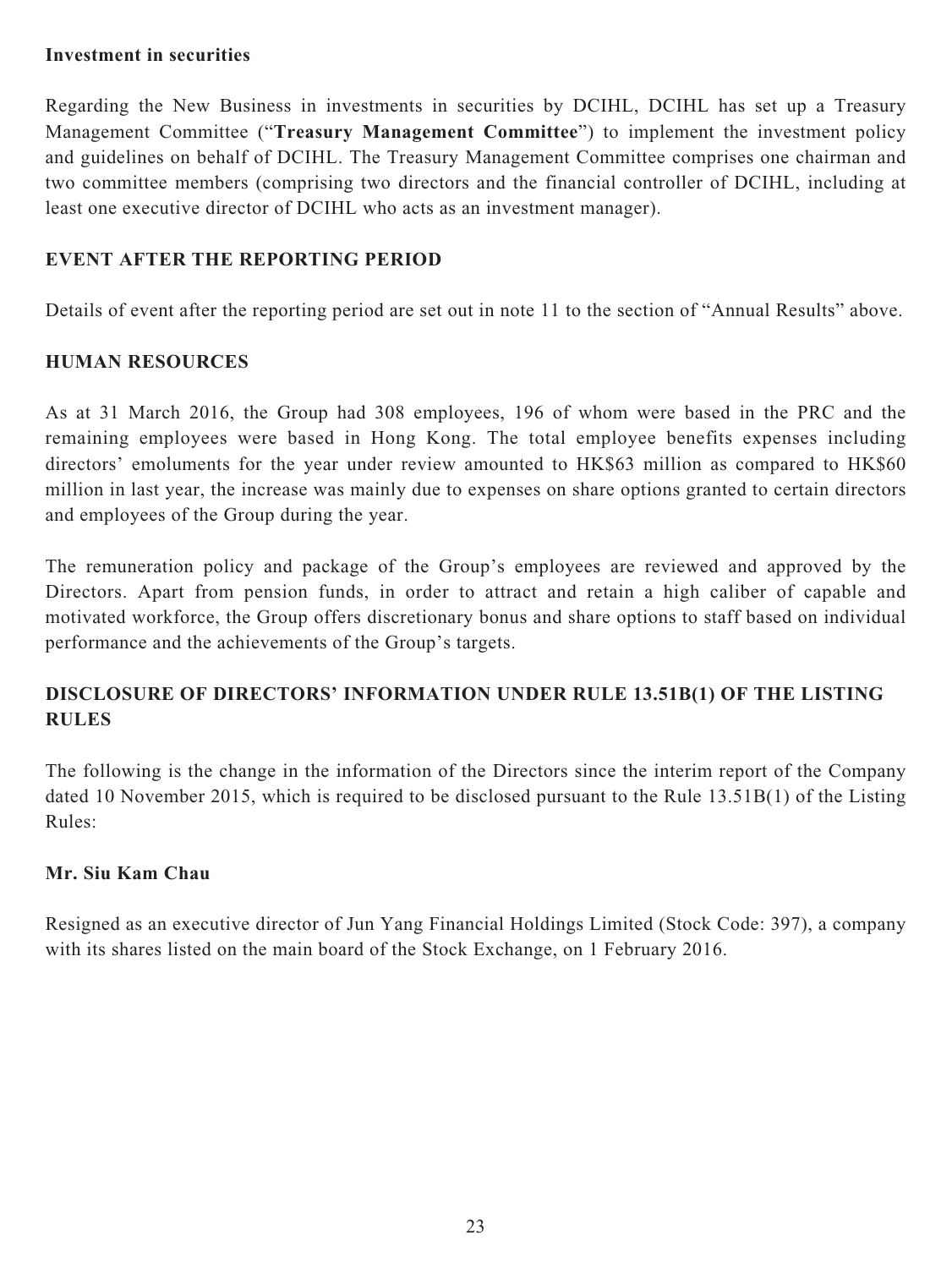**Investment in securities**

Regarding the New Business in investments in securities by DCIHL, DCIHL has set up a Treasury Management Committee ("**Treasury Management Committee**") to implement the investment policy and guidelines on behalf of DCIHL. The Treasury Management Committee comprises one chairman and two committee members (comprising two directors and the financial controller of DCIHL, including at least one executive director of DCIHL who acts as an investment manager).

## EVENT AFTER THE REPORTING PERIOD

Details of event after the reporting period are set out in note 11 to the section of "Annual Results" above.

## HUMAN RESOURCES

As at 31 March 2016, the Group had 308 employees, 196 of whom were based in the PRC and the remaining employees were based in Hong Kong. The total employee benefits expenses including directors' emoluments for the year under review amounted to HK$63 million as compared to HK$60 million in last year, the increase was mainly due to expenses on share options granted to certain directors and employees of the Group during the year.

The remuneration policy and package of the Group's employees are reviewed and approved by the Directors. Apart from pension funds, in order to attract and retain a high caliber of capable and motivated workforce, the Group offers discretionary bonus and share options to staff based on individual performance and the achievements of the Group's targets.

## DISCLOSURE OF DIRECTORS' INFORMATION UNDER RULE 13.51B(1) OF THE LISTING RULES

The following is the change in the information of the Directors since the interim report of the Company dated 10 November 2015, which is required to be disclosed pursuant to the Rule 13.51B(1) of the Listing Rules:

**Mr. Siu Kam Chau**

Resigned as an executive director of Jun Yang Financial Holdings Limited (Stock Code: 397), a company with its shares listed on the main board of the Stock Exchange, on 1 February 2016.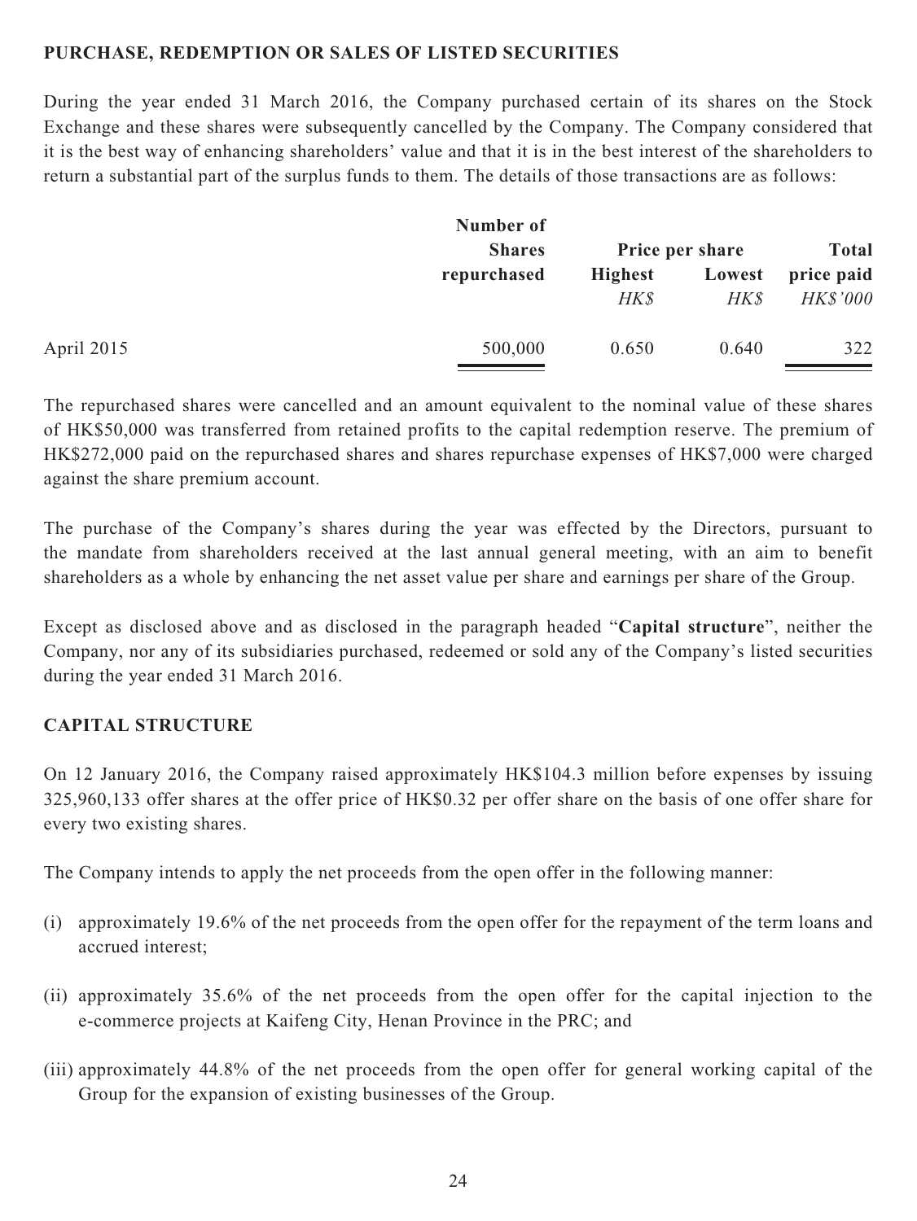## PURCHASE, REDEMPTION OR SALES OF LISTED SECURITIES

During the year ended 31 March 2016, the Company purchased certain of its shares on the Stock Exchange and these shares were subsequently cancelled by the Company. The Company considered that it is the best way of enhancing shareholders' value and that it is in the best interest of the shareholders to return a substantial part of the surplus funds to them. The details of those transactions are as follows:

| | Number of Shares repurchased | Price per share | | Total price paid |
|---|---|---|---|---|
| | | Highest | Lowest | |
| | | *HK$* | *HK$* | *HK$'000* |
| April 2015 | 500,000 | 0.650 | 0.640 | 322 |

The repurchased shares were cancelled and an amount equivalent to the nominal value of these shares of HK$50,000 was transferred from retained profits to the capital redemption reserve. The premium of HK$272,000 paid on the repurchased shares and shares repurchase expenses of HK$7,000 were charged against the share premium account.

The purchase of the Company's shares during the year was effected by the Directors, pursuant to the mandate from shareholders received at the last annual general meeting, with an aim to benefit shareholders as a whole by enhancing the net asset value per share and earnings per share of the Group.

Except as disclosed above and as disclosed in the paragraph headed "**Capital structure**", neither the Company, nor any of its subsidiaries purchased, redeemed or sold any of the Company's listed securities during the year ended 31 March 2016.

## CAPITAL STRUCTURE

On 12 January 2016, the Company raised approximately HK$104.3 million before expenses by issuing 325,960,133 offer shares at the offer price of HK$0.32 per offer share on the basis of one offer share for every two existing shares.

The Company intends to apply the net proceeds from the open offer in the following manner:

(i) approximately 19.6% of the net proceeds from the open offer for the repayment of the term loans and accrued interest;

(ii) approximately 35.6% of the net proceeds from the open offer for the capital injection to the e-commerce projects at Kaifeng City, Henan Province in the PRC; and

(iii) approximately 44.8% of the net proceeds from the open offer for general working capital of the Group for the expansion of existing businesses of the Group.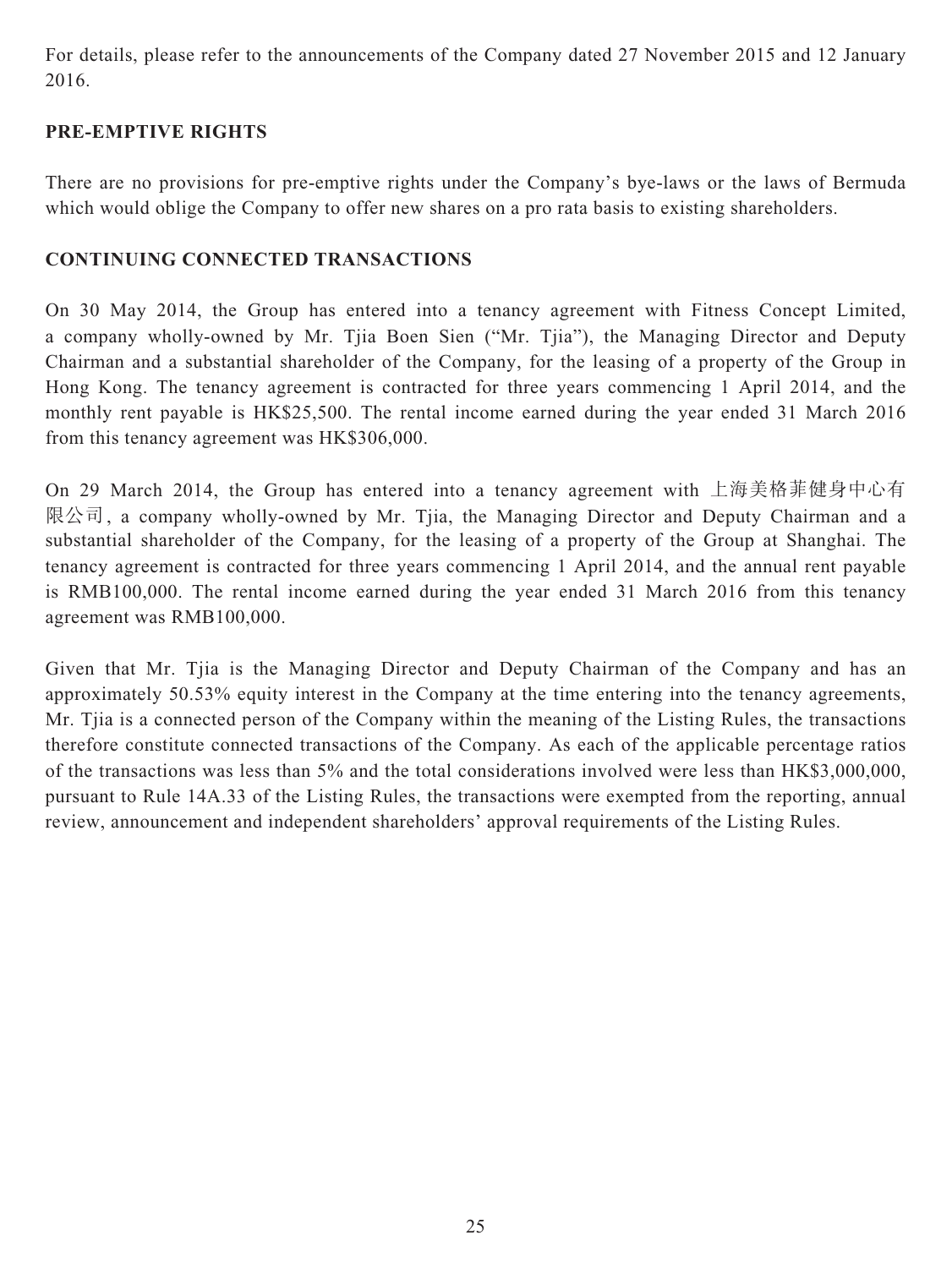For details, please refer to the announcements of the Company dated 27 November 2015 and 12 January 2016.

## PRE-EMPTIVE RIGHTS

There are no provisions for pre-emptive rights under the Company's bye-laws or the laws of Bermuda which would oblige the Company to offer new shares on a pro rata basis to existing shareholders.

## CONTINUING CONNECTED TRANSACTIONS

On 30 May 2014, the Group has entered into a tenancy agreement with Fitness Concept Limited, a company wholly-owned by Mr. Tjia Boen Sien ("Mr. Tjia"), the Managing Director and Deputy Chairman and a substantial shareholder of the Company, for the leasing of a property of the Group in Hong Kong. The tenancy agreement is contracted for three years commencing 1 April 2014, and the monthly rent payable is HK$25,500. The rental income earned during the year ended 31 March 2016 from this tenancy agreement was HK$306,000.

On 29 March 2014, the Group has entered into a tenancy agreement with 上海美格菲健身中心有限公司, a company wholly-owned by Mr. Tjia, the Managing Director and Deputy Chairman and a substantial shareholder of the Company, for the leasing of a property of the Group at Shanghai. The tenancy agreement is contracted for three years commencing 1 April 2014, and the annual rent payable is RMB100,000. The rental income earned during the year ended 31 March 2016 from this tenancy agreement was RMB100,000.

Given that Mr. Tjia is the Managing Director and Deputy Chairman of the Company and has an approximately 50.53% equity interest in the Company at the time entering into the tenancy agreements, Mr. Tjia is a connected person of the Company within the meaning of the Listing Rules, the transactions therefore constitute connected transactions of the Company. As each of the applicable percentage ratios of the transactions was less than 5% and the total considerations involved were less than HK$3,000,000, pursuant to Rule 14A.33 of the Listing Rules, the transactions were exempted from the reporting, annual review, announcement and independent shareholders' approval requirements of the Listing Rules.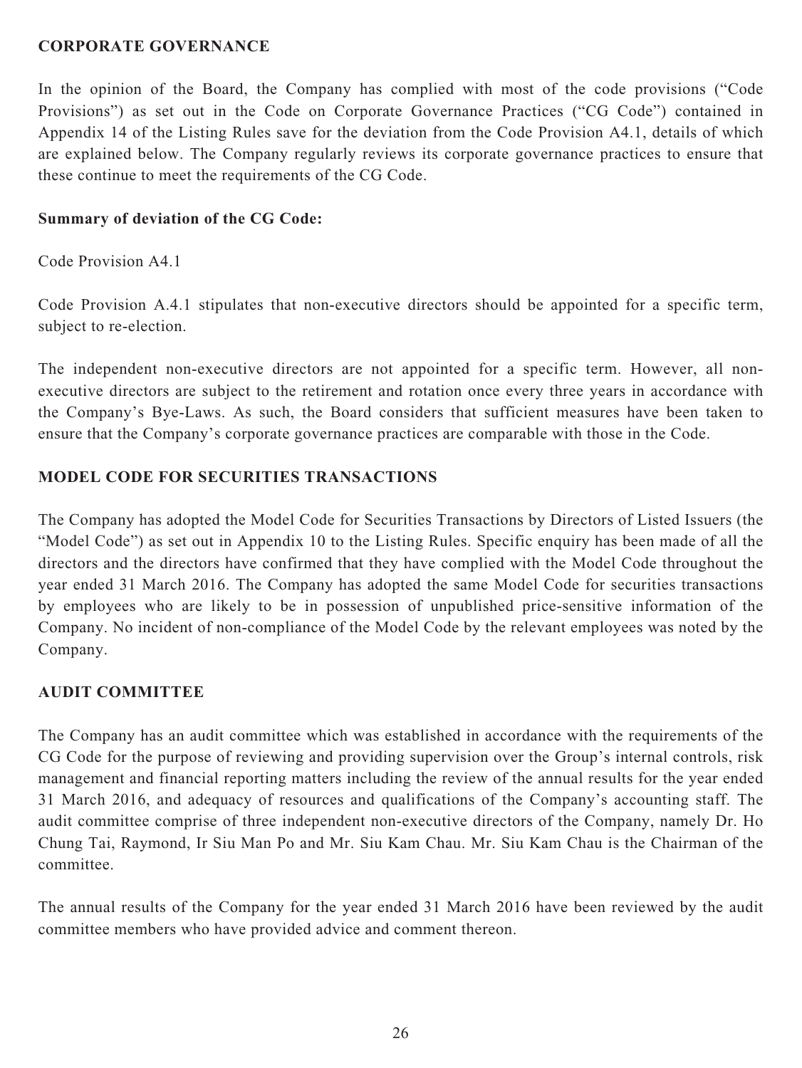## CORPORATE GOVERNANCE

In the opinion of the Board, the Company has complied with most of the code provisions ("Code Provisions") as set out in the Code on Corporate Governance Practices ("CG Code") contained in Appendix 14 of the Listing Rules save for the deviation from the Code Provision A4.1, details of which are explained below. The Company regularly reviews its corporate governance practices to ensure that these continue to meet the requirements of the CG Code.

**Summary of deviation of the CG Code:**

Code Provision A4.1

Code Provision A.4.1 stipulates that non-executive directors should be appointed for a specific term, subject to re-election.

The independent non-executive directors are not appointed for a specific term. However, all non-executive directors are subject to the retirement and rotation once every three years in accordance with the Company's Bye-Laws. As such, the Board considers that sufficient measures have been taken to ensure that the Company's corporate governance practices are comparable with those in the Code.

## MODEL CODE FOR SECURITIES TRANSACTIONS

The Company has adopted the Model Code for Securities Transactions by Directors of Listed Issuers (the "Model Code") as set out in Appendix 10 to the Listing Rules. Specific enquiry has been made of all the directors and the directors have confirmed that they have complied with the Model Code throughout the year ended 31 March 2016. The Company has adopted the same Model Code for securities transactions by employees who are likely to be in possession of unpublished price-sensitive information of the Company. No incident of non-compliance of the Model Code by the relevant employees was noted by the Company.

## AUDIT COMMITTEE

The Company has an audit committee which was established in accordance with the requirements of the CG Code for the purpose of reviewing and providing supervision over the Group's internal controls, risk management and financial reporting matters including the review of the annual results for the year ended 31 March 2016, and adequacy of resources and qualifications of the Company's accounting staff. The audit committee comprise of three independent non-executive directors of the Company, namely Dr. Ho Chung Tai, Raymond, Ir Siu Man Po and Mr. Siu Kam Chau. Mr. Siu Kam Chau is the Chairman of the committee.

The annual results of the Company for the year ended 31 March 2016 have been reviewed by the audit committee members who have provided advice and comment thereon.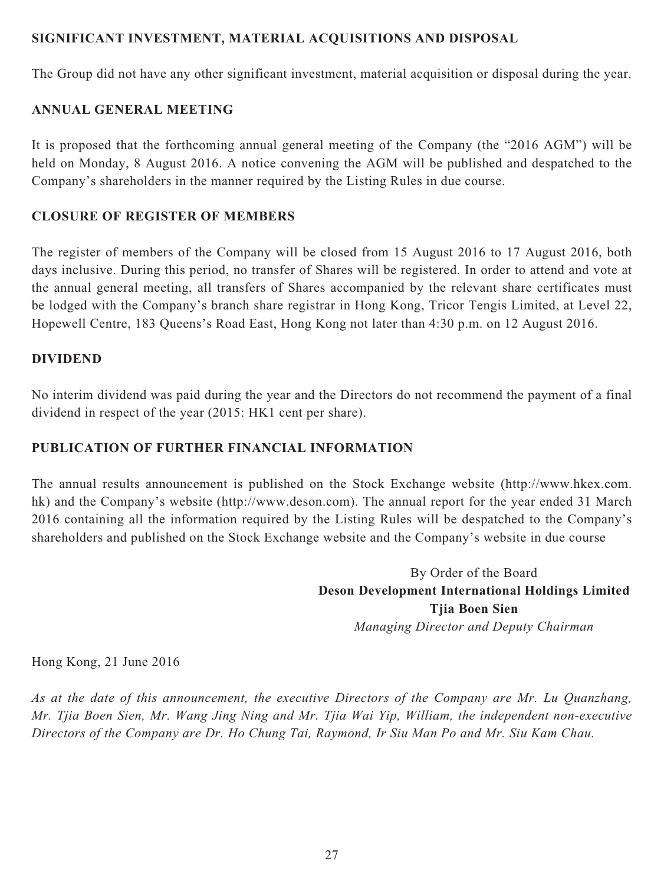## SIGNIFICANT INVESTMENT, MATERIAL ACQUISITIONS AND DISPOSAL

The Group did not have any other significant investment, material acquisition or disposal during the year.

## ANNUAL GENERAL MEETING

It is proposed that the forthcoming annual general meeting of the Company (the "2016 AGM") will be held on Monday, 8 August 2016. A notice convening the AGM will be published and despatched to the Company's shareholders in the manner required by the Listing Rules in due course.

## CLOSURE OF REGISTER OF MEMBERS

The register of members of the Company will be closed from 15 August 2016 to 17 August 2016, both days inclusive. During this period, no transfer of Shares will be registered. In order to attend and vote at the annual general meeting, all transfers of Shares accompanied by the relevant share certificates must be lodged with the Company's branch share registrar in Hong Kong, Tricor Tengis Limited, at Level 22, Hopewell Centre, 183 Queens's Road East, Hong Kong not later than 4:30 p.m. on 12 August 2016.

## DIVIDEND

No interim dividend was paid during the year and the Directors do not recommend the payment of a final dividend in respect of the year (2015: HK1 cent per share).

## PUBLICATION OF FURTHER FINANCIAL INFORMATION

The annual results announcement is published on the Stock Exchange website (http://www.hkex.com.hk) and the Company's website (http://www.deson.com). The annual report for the year ended 31 March 2016 containing all the information required by the Listing Rules will be despatched to the Company's shareholders and published on the Stock Exchange website and the Company's website in due course

By Order of the Board
**Deson Development International Holdings Limited**
**Tjia Boen Sien**
*Managing Director and Deputy Chairman*

Hong Kong, 21 June 2016

*As at the date of this announcement, the executive Directors of the Company are Mr. Lu Quanzhang, Mr. Tjia Boen Sien, Mr. Wang Jing Ning and Mr. Tjia Wai Yip, William, the independent non-executive Directors of the Company are Dr. Ho Chung Tai, Raymond, Ir Siu Man Po and Mr. Siu Kam Chau.*